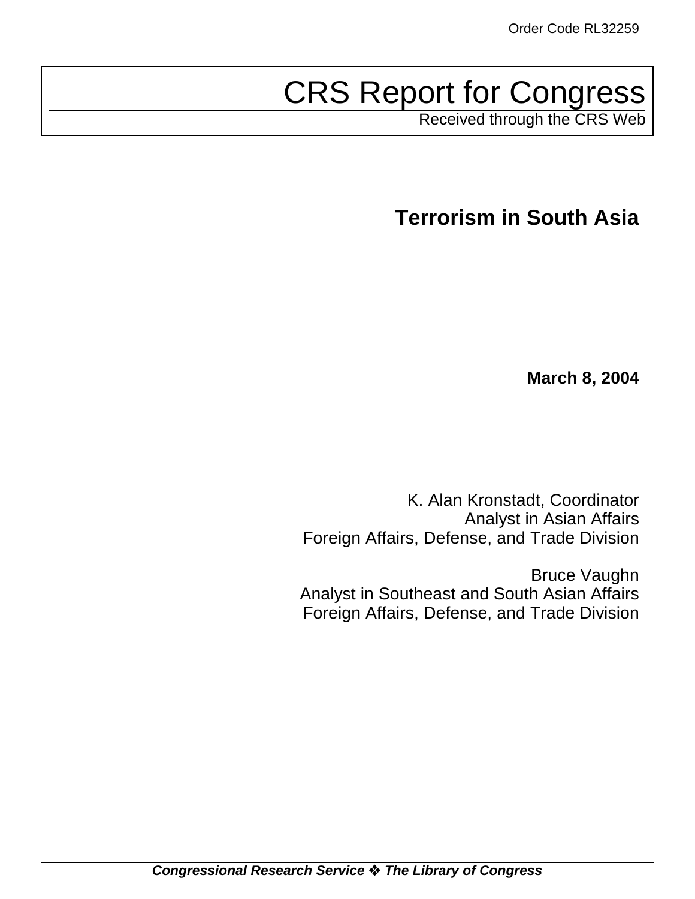Order Code RL32259

# CRS Report for Congress

Received through the CRS Web

## Terrorism in South Asia

**March 8, 2004**

K. Alan Kronstadt, Coordinator
Analyst in Asian Affairs
Foreign Affairs, Defense, and Trade Division

Bruce Vaughn
Analyst in Southeast and South Asian Affairs
Foreign Affairs, Defense, and Trade Division

***Congressional Research Service ❖ The Library of Congress***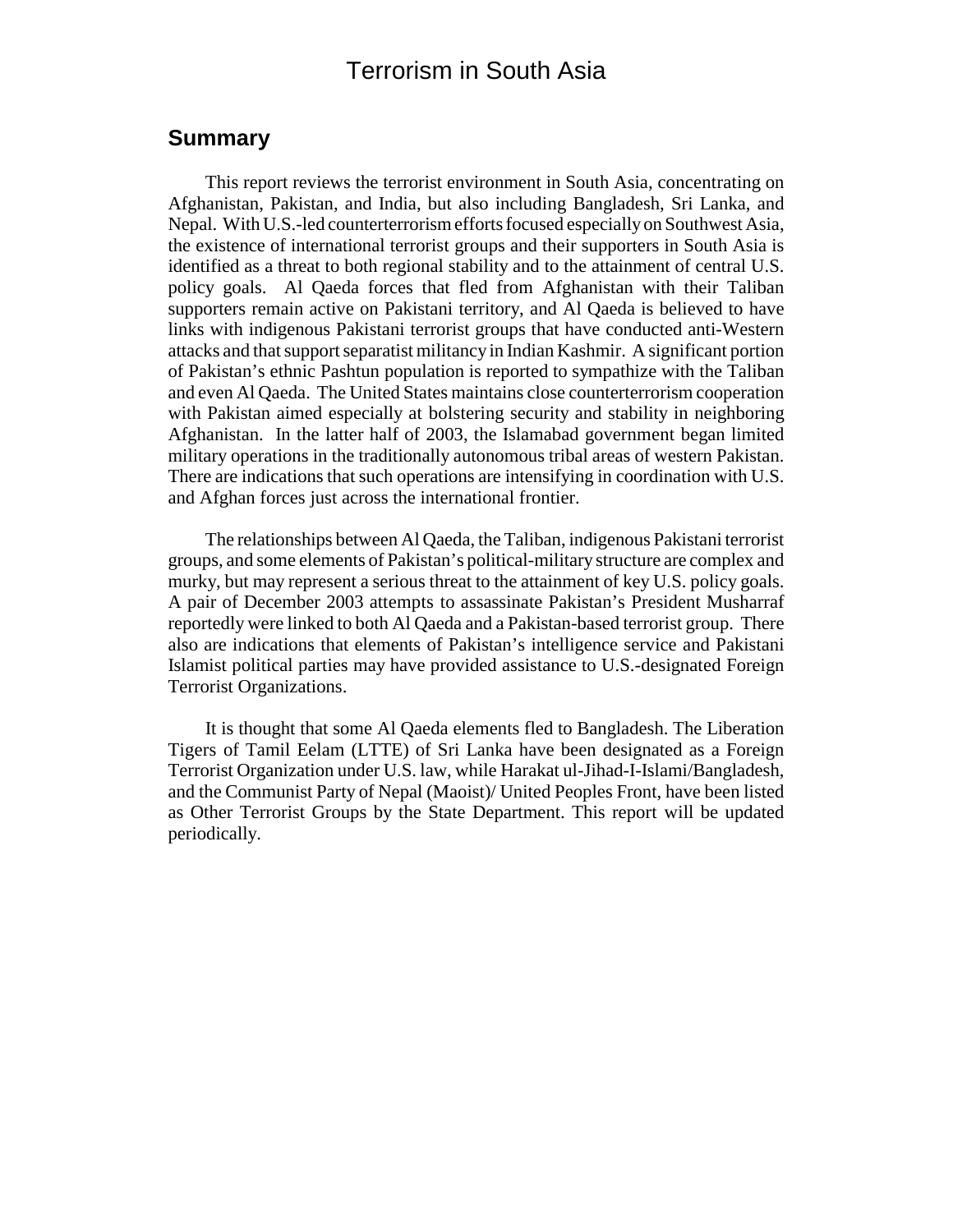# Terrorism in South Asia

## Summary

This report reviews the terrorist environment in South Asia, concentrating on Afghanistan, Pakistan, and India, but also including Bangladesh, Sri Lanka, and Nepal. With U.S.-led counterterrorism efforts focused especially on Southwest Asia, the existence of international terrorist groups and their supporters in South Asia is identified as a threat to both regional stability and to the attainment of central U.S. policy goals. Al Qaeda forces that fled from Afghanistan with their Taliban supporters remain active on Pakistani territory, and Al Qaeda is believed to have links with indigenous Pakistani terrorist groups that have conducted anti-Western attacks and that support separatist militancy in Indian Kashmir. A significant portion of Pakistan's ethnic Pashtun population is reported to sympathize with the Taliban and even Al Qaeda. The United States maintains close counterterrorism cooperation with Pakistan aimed especially at bolstering security and stability in neighboring Afghanistan. In the latter half of 2003, the Islamabad government began limited military operations in the traditionally autonomous tribal areas of western Pakistan. There are indications that such operations are intensifying in coordination with U.S. and Afghan forces just across the international frontier.

The relationships between Al Qaeda, the Taliban, indigenous Pakistani terrorist groups, and some elements of Pakistan's political-military structure are complex and murky, but may represent a serious threat to the attainment of key U.S. policy goals. A pair of December 2003 attempts to assassinate Pakistan's President Musharraf reportedly were linked to both Al Qaeda and a Pakistan-based terrorist group. There also are indications that elements of Pakistan's intelligence service and Pakistani Islamist political parties may have provided assistance to U.S.-designated Foreign Terrorist Organizations.

It is thought that some Al Qaeda elements fled to Bangladesh. The Liberation Tigers of Tamil Eelam (LTTE) of Sri Lanka have been designated as a Foreign Terrorist Organization under U.S. law, while Harakat ul-Jihad-I-Islami/Bangladesh, and the Communist Party of Nepal (Maoist)/ United Peoples Front, have been listed as Other Terrorist Groups by the State Department. This report will be updated periodically.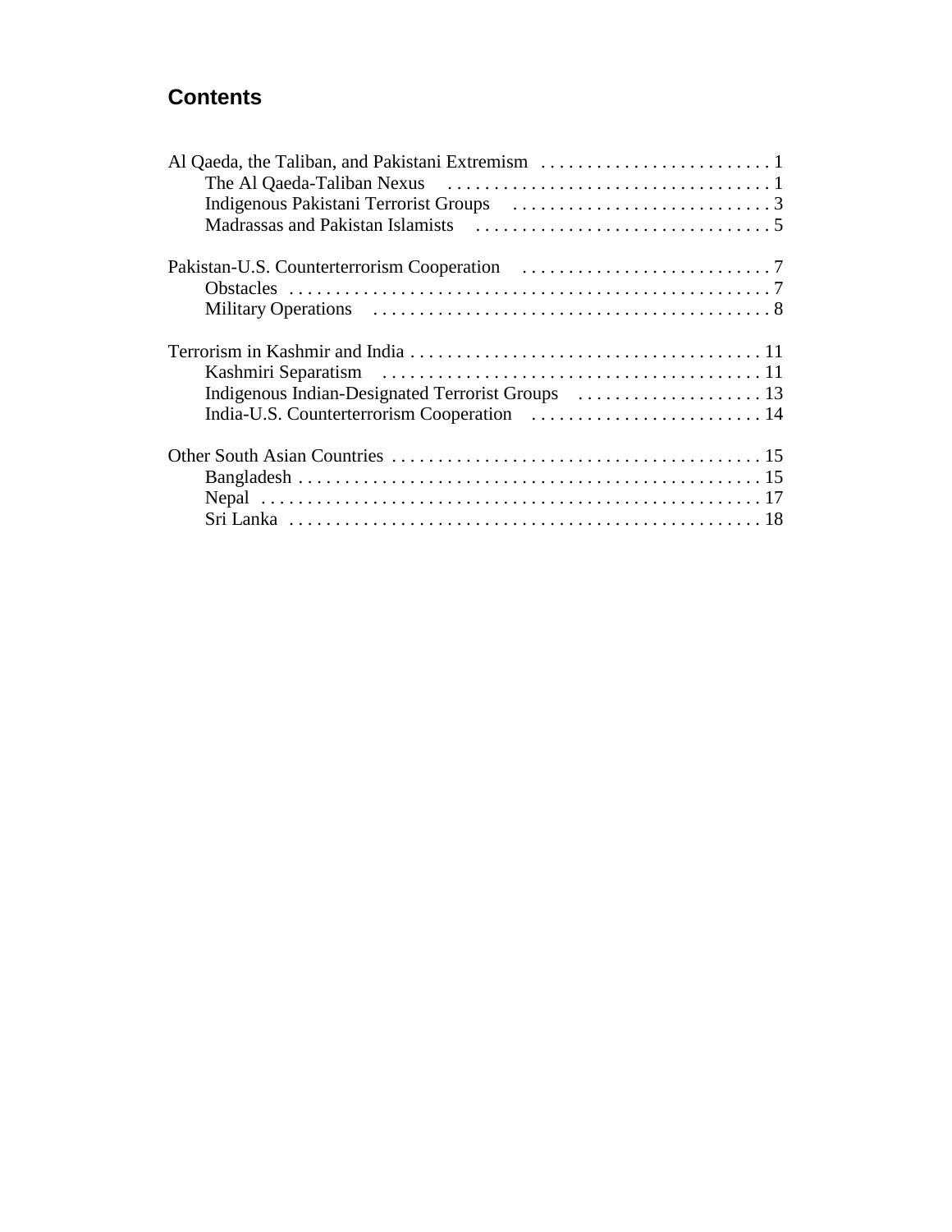## Contents

Al Qaeda, the Taliban, and Pakistani Extremism . . . . . . . . . . . . . . . . . . . . . . . . . 1
- The Al Qaeda-Taliban Nexus . . . . . . . . . . . . . . . . . . . . . . . . . . . . . . . . . . . 1
- Indigenous Pakistani Terrorist Groups . . . . . . . . . . . . . . . . . . . . . . . . . . . . 3
- Madrassas and Pakistan Islamists . . . . . . . . . . . . . . . . . . . . . . . . . . . . . . . . 5

Pakistan-U.S. Counterterrorism Cooperation . . . . . . . . . . . . . . . . . . . . . . . . . . . 7
- Obstacles . . . . . . . . . . . . . . . . . . . . . . . . . . . . . . . . . . . . . . . . . . . . . . . . . . . . 7
- Military Operations . . . . . . . . . . . . . . . . . . . . . . . . . . . . . . . . . . . . . . . . . . . 8

Terrorism in Kashmir and India . . . . . . . . . . . . . . . . . . . . . . . . . . . . . . . . . . . . . . 11
- Kashmiri Separatism . . . . . . . . . . . . . . . . . . . . . . . . . . . . . . . . . . . . . . . . . 11
- Indigenous Indian-Designated Terrorist Groups . . . . . . . . . . . . . . . . . . . . 13
- India-U.S. Counterterrorism Cooperation . . . . . . . . . . . . . . . . . . . . . . . . . 14

Other South Asian Countries . . . . . . . . . . . . . . . . . . . . . . . . . . . . . . . . . . . . . . . . 15
- Bangladesh . . . . . . . . . . . . . . . . . . . . . . . . . . . . . . . . . . . . . . . . . . . . . . . . . . 15
- Nepal . . . . . . . . . . . . . . . . . . . . . . . . . . . . . . . . . . . . . . . . . . . . . . . . . . . . . . 17
- Sri Lanka . . . . . . . . . . . . . . . . . . . . . . . . . . . . . . . . . . . . . . . . . . . . . . . . . . . 18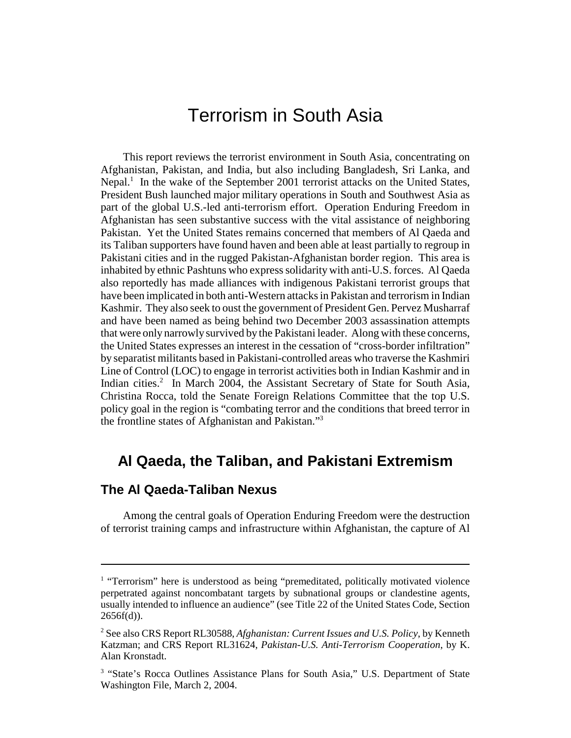# Terrorism in South Asia

This report reviews the terrorist environment in South Asia, concentrating on Afghanistan, Pakistan, and India, but also including Bangladesh, Sri Lanka, and Nepal.[1] In the wake of the September 2001 terrorist attacks on the United States, President Bush launched major military operations in South and Southwest Asia as part of the global U.S.-led anti-terrorism effort. Operation Enduring Freedom in Afghanistan has seen substantive success with the vital assistance of neighboring Pakistan. Yet the United States remains concerned that members of Al Qaeda and its Taliban supporters have found haven and been able at least partially to regroup in Pakistani cities and in the rugged Pakistan-Afghanistan border region. This area is inhabited by ethnic Pashtuns who express solidarity with anti-U.S. forces. Al Qaeda also reportedly has made alliances with indigenous Pakistani terrorist groups that have been implicated in both anti-Western attacks in Pakistan and terrorism in Indian Kashmir. They also seek to oust the government of President Gen. Pervez Musharraf and have been named as being behind two December 2003 assassination attempts that were only narrowly survived by the Pakistani leader. Along with these concerns, the United States expresses an interest in the cessation of "cross-border infiltration" by separatist militants based in Pakistani-controlled areas who traverse the Kashmiri Line of Control (LOC) to engage in terrorist activities both in Indian Kashmir and in Indian cities.[2] In March 2004, the Assistant Secretary of State for South Asia, Christina Rocca, told the Senate Foreign Relations Committee that the top U.S. policy goal in the region is "combating terror and the conditions that breed terror in the frontline states of Afghanistan and Pakistan."[3]

## Al Qaeda, the Taliban, and Pakistani Extremism

### The Al Qaeda-Taliban Nexus

Among the central goals of Operation Enduring Freedom were the destruction of terrorist training camps and infrastructure within Afghanistan, the capture of Al

---

[1] "Terrorism" here is understood as being "premeditated, politically motivated violence perpetrated against noncombatant targets by subnational groups or clandestine agents, usually intended to influence an audience" (see Title 22 of the United States Code, Section 2656f(d)).

[2] See also CRS Report RL30588, *Afghanistan: Current Issues and U.S. Policy*, by Kenneth Katzman; and CRS Report RL31624, *Pakistan-U.S. Anti-Terrorism Cooperation*, by K. Alan Kronstadt.

[3] "State's Rocca Outlines Assistance Plans for South Asia," U.S. Department of State Washington File, March 2, 2004.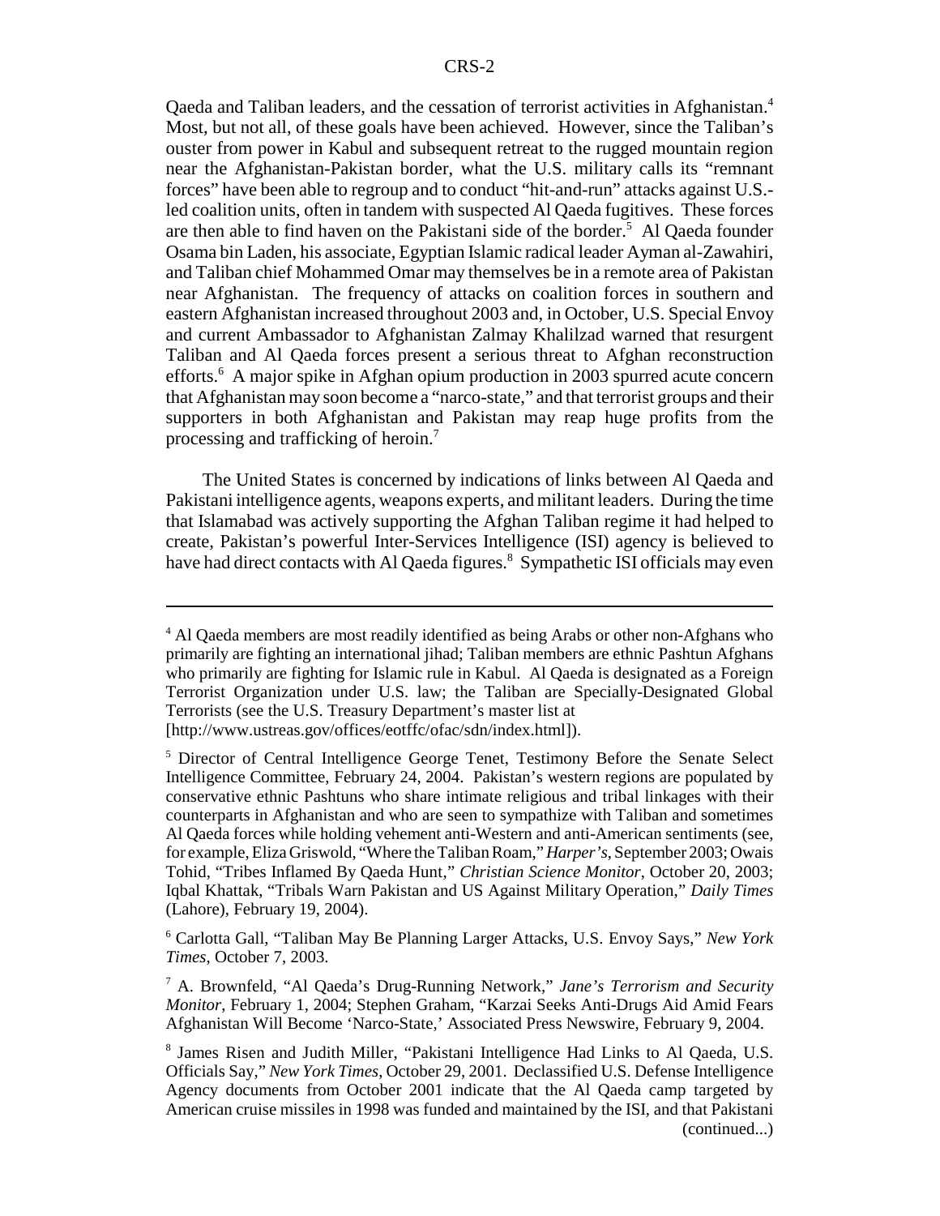Qaeda and Taliban leaders, and the cessation of terrorist activities in Afghanistan.[4] Most, but not all, of these goals have been achieved. However, since the Taliban's ouster from power in Kabul and subsequent retreat to the rugged mountain region near the Afghanistan-Pakistan border, what the U.S. military calls its "remnant forces" have been able to regroup and to conduct "hit-and-run" attacks against U.S.-led coalition units, often in tandem with suspected Al Qaeda fugitives. These forces are then able to find haven on the Pakistani side of the border.[5] Al Qaeda founder Osama bin Laden, his associate, Egyptian Islamic radical leader Ayman al-Zawahiri, and Taliban chief Mohammed Omar may themselves be in a remote area of Pakistan near Afghanistan. The frequency of attacks on coalition forces in southern and eastern Afghanistan increased throughout 2003 and, in October, U.S. Special Envoy and current Ambassador to Afghanistan Zalmay Khalilzad warned that resurgent Taliban and Al Qaeda forces present a serious threat to Afghan reconstruction efforts.[6] A major spike in Afghan opium production in 2003 spurred acute concern that Afghanistan may soon become a "narco-state," and that terrorist groups and their supporters in both Afghanistan and Pakistan may reap huge profits from the processing and trafficking of heroin.[7]

The United States is concerned by indications of links between Al Qaeda and Pakistani intelligence agents, weapons experts, and militant leaders. During the time that Islamabad was actively supporting the Afghan Taliban regime it had helped to create, Pakistan's powerful Inter-Services Intelligence (ISI) agency is believed to have had direct contacts with Al Qaeda figures.[8] Sympathetic ISI officials may even

---

[4] Al Qaeda members are most readily identified as being Arabs or other non-Afghans who primarily are fighting an international jihad; Taliban members are ethnic Pashtun Afghans who primarily are fighting for Islamic rule in Kabul. Al Qaeda is designated as a Foreign Terrorist Organization under U.S. law; the Taliban are Specially-Designated Global Terrorists (see the U.S. Treasury Department's master list at [http://www.ustreas.gov/offices/eotffc/ofac/sdn/index.html]).

[5] Director of Central Intelligence George Tenet, Testimony Before the Senate Select Intelligence Committee, February 24, 2004. Pakistan's western regions are populated by conservative ethnic Pashtuns who share intimate religious and tribal linkages with their counterparts in Afghanistan and who are seen to sympathize with Taliban and sometimes Al Qaeda forces while holding vehement anti-Western and anti-American sentiments (see, for example, Eliza Griswold, "Where the Taliban Roam," *Harper's*, September 2003; Owais Tohid, "Tribes Inflamed By Qaeda Hunt," *Christian Science Monitor*, October 20, 2003; Iqbal Khattak, "Tribals Warn Pakistan and US Against Military Operation," *Daily Times* (Lahore), February 19, 2004).

[6] Carlotta Gall, "Taliban May Be Planning Larger Attacks, U.S. Envoy Says," *New York Times*, October 7, 2003.

[7] A. Brownfeld, "Al Qaeda's Drug-Running Network," *Jane's Terrorism and Security Monitor*, February 1, 2004; Stephen Graham, "Karzai Seeks Anti-Drugs Aid Amid Fears Afghanistan Will Become 'Narco-State,' Associated Press Newswire, February 9, 2004.

[8] James Risen and Judith Miller, "Pakistani Intelligence Had Links to Al Qaeda, U.S. Officials Say," *New York Times*, October 29, 2001. Declassified U.S. Defense Intelligence Agency documents from October 2001 indicate that the Al Qaeda camp targeted by American cruise missiles in 1998 was funded and maintained by the ISI, and that Pakistani (continued...)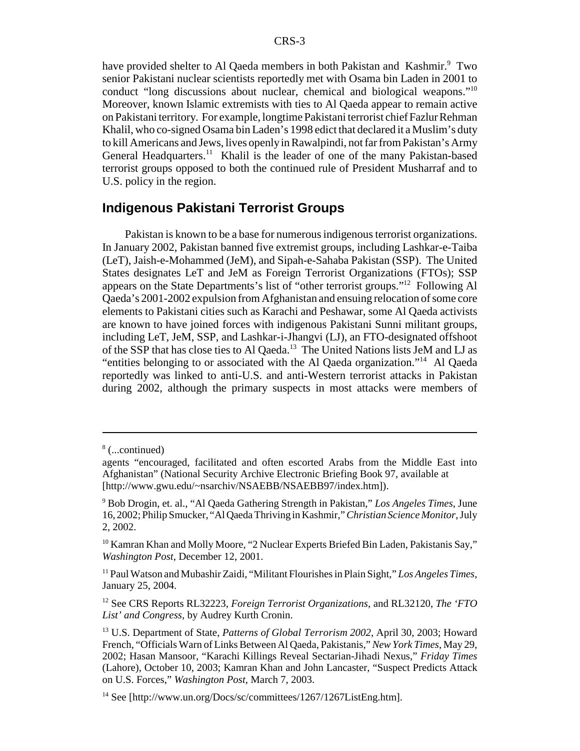have provided shelter to Al Qaeda members in both Pakistan and Kashmir.[9] Two senior Pakistani nuclear scientists reportedly met with Osama bin Laden in 2001 to conduct "long discussions about nuclear, chemical and biological weapons."[10] Moreover, known Islamic extremists with ties to Al Qaeda appear to remain active on Pakistani territory. For example, longtime Pakistani terrorist chief Fazlur Rehman Khalil, who co-signed Osama bin Laden's 1998 edict that declared it a Muslim's duty to kill Americans and Jews, lives openly in Rawalpindi, not far from Pakistan's Army General Headquarters.[11] Khalil is the leader of one of the many Pakistan-based terrorist groups opposed to both the continued rule of President Musharraf and to U.S. policy in the region.

## Indigenous Pakistani Terrorist Groups

Pakistan is known to be a base for numerous indigenous terrorist organizations. In January 2002, Pakistan banned five extremist groups, including Lashkar-e-Taiba (LeT), Jaish-e-Mohammed (JeM), and Sipah-e-Sahaba Pakistan (SSP). The United States designates LeT and JeM as Foreign Terrorist Organizations (FTOs); SSP appears on the State Departments's list of "other terrorist groups."[12] Following Al Qaeda's 2001-2002 expulsion from Afghanistan and ensuing relocation of some core elements to Pakistani cities such as Karachi and Peshawar, some Al Qaeda activists are known to have joined forces with indigenous Pakistani Sunni militant groups, including LeT, JeM, SSP, and Lashkar-i-Jhangvi (LJ), an FTO-designated offshoot of the SSP that has close ties to Al Qaeda.[13] The United Nations lists JeM and LJ as "entities belonging to or associated with the Al Qaeda organization."[14] Al Qaeda reportedly was linked to anti-U.S. and anti-Western terrorist attacks in Pakistan during 2002, although the primary suspects in most attacks were members of

---

[8] (...continued)
agents "encouraged, facilitated and often escorted Arabs from the Middle East into Afghanistan" (National Security Archive Electronic Briefing Book 97, available at [http://www.gwu.edu/~nsarchiv/NSAEBB/NSAEBB97/index.htm]).

[9] Bob Drogin, et. al., "Al Qaeda Gathering Strength in Pakistan," *Los Angeles Times*, June 16, 2002; Philip Smucker, "Al Qaeda Thriving in Kashmir," *Christian Science Monitor*, July 2, 2002.

[10] Kamran Khan and Molly Moore, "2 Nuclear Experts Briefed Bin Laden, Pakistanis Say," *Washington Post*, December 12, 2001.

[11] Paul Watson and Mubashir Zaidi, "Militant Flourishes in Plain Sight," *Los Angeles Times*, January 25, 2004.

[12] See CRS Reports RL32223, *Foreign Terrorist Organizations*, and RL32120, *The 'FTO List' and Congress*, by Audrey Kurth Cronin.

[13] U.S. Department of State, *Patterns of Global Terrorism 2002*, April 30, 2003; Howard French, "Officials Warn of Links Between Al Qaeda, Pakistanis," *New York Times*, May 29, 2002; Hasan Mansoor, "Karachi Killings Reveal Sectarian-Jihadi Nexus," *Friday Times* (Lahore), October 10, 2003; Kamran Khan and John Lancaster, "Suspect Predicts Attack on U.S. Forces," *Washington Post*, March 7, 2003.

[14] See [http://www.un.org/Docs/sc/committees/1267/1267ListEng.htm].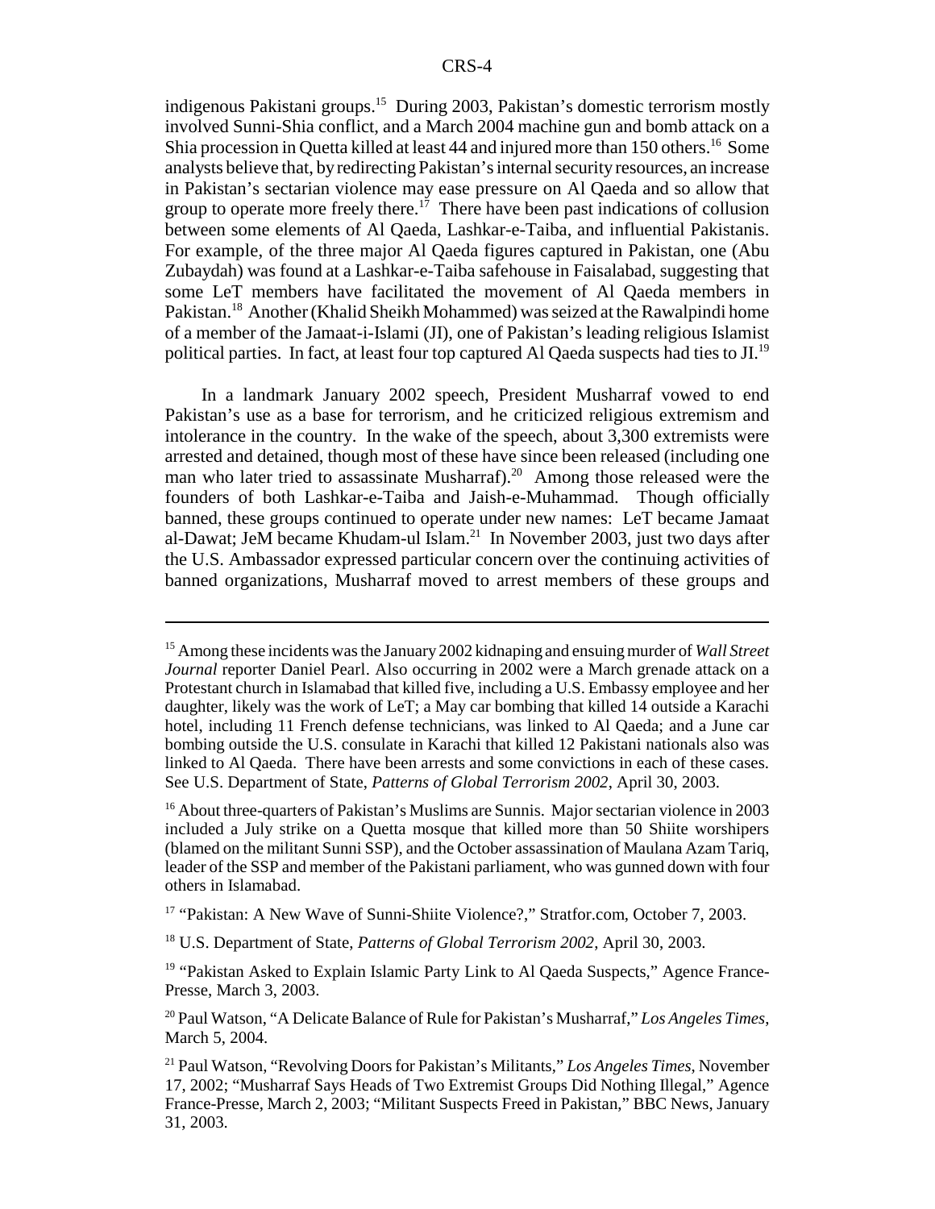indigenous Pakistani groups.[15] During 2003, Pakistan's domestic terrorism mostly involved Sunni-Shia conflict, and a March 2004 machine gun and bomb attack on a Shia procession in Quetta killed at least 44 and injured more than 150 others.[16] Some analysts believe that, by redirecting Pakistan's internal security resources, an increase in Pakistan's sectarian violence may ease pressure on Al Qaeda and so allow that group to operate more freely there.[17] There have been past indications of collusion between some elements of Al Qaeda, Lashkar-e-Taiba, and influential Pakistanis. For example, of the three major Al Qaeda figures captured in Pakistan, one (Abu Zubaydah) was found at a Lashkar-e-Taiba safehouse in Faisalabad, suggesting that some LeT members have facilitated the movement of Al Qaeda members in Pakistan.[18] Another (Khalid Sheikh Mohammed) was seized at the Rawalpindi home of a member of the Jamaat-i-Islami (JI), one of Pakistan's leading religious Islamist political parties. In fact, at least four top captured Al Qaeda suspects had ties to JI.[19]

In a landmark January 2002 speech, President Musharraf vowed to end Pakistan's use as a base for terrorism, and he criticized religious extremism and intolerance in the country. In the wake of the speech, about 3,300 extremists were arrested and detained, though most of these have since been released (including one man who later tried to assassinate Musharraf).[20] Among those released were the founders of both Lashkar-e-Taiba and Jaish-e-Muhammad. Though officially banned, these groups continued to operate under new names: LeT became Jamaat al-Dawat; JeM became Khudam-ul Islam.[21] In November 2003, just two days after the U.S. Ambassador expressed particular concern over the continuing activities of banned organizations, Musharraf moved to arrest members of these groups and

---

[15] Among these incidents was the January 2002 kidnaping and ensuing murder of *Wall Street Journal* reporter Daniel Pearl. Also occurring in 2002 were a March grenade attack on a Protestant church in Islamabad that killed five, including a U.S. Embassy employee and her daughter, likely was the work of LeT; a May car bombing that killed 14 outside a Karachi hotel, including 11 French defense technicians, was linked to Al Qaeda; and a June car bombing outside the U.S. consulate in Karachi that killed 12 Pakistani nationals also was linked to Al Qaeda. There have been arrests and some convictions in each of these cases. See U.S. Department of State, *Patterns of Global Terrorism 2002*, April 30, 2003.

[16] About three-quarters of Pakistan's Muslims are Sunnis. Major sectarian violence in 2003 included a July strike on a Quetta mosque that killed more than 50 Shiite worshipers (blamed on the militant Sunni SSP), and the October assassination of Maulana Azam Tariq, leader of the SSP and member of the Pakistani parliament, who was gunned down with four others in Islamabad.

[17] "Pakistan: A New Wave of Sunni-Shiite Violence?," Stratfor.com, October 7, 2003.

[18] U.S. Department of State, *Patterns of Global Terrorism 2002*, April 30, 2003.

[19] "Pakistan Asked to Explain Islamic Party Link to Al Qaeda Suspects," Agence France-Presse, March 3, 2003.

[20] Paul Watson, "A Delicate Balance of Rule for Pakistan's Musharraf," *Los Angeles Times*, March 5, 2004.

[21] Paul Watson, "Revolving Doors for Pakistan's Militants," *Los Angeles Times*, November 17, 2002; "Musharraf Says Heads of Two Extremist Groups Did Nothing Illegal," Agence France-Presse, March 2, 2003; "Militant Suspects Freed in Pakistan," BBC News, January 31, 2003.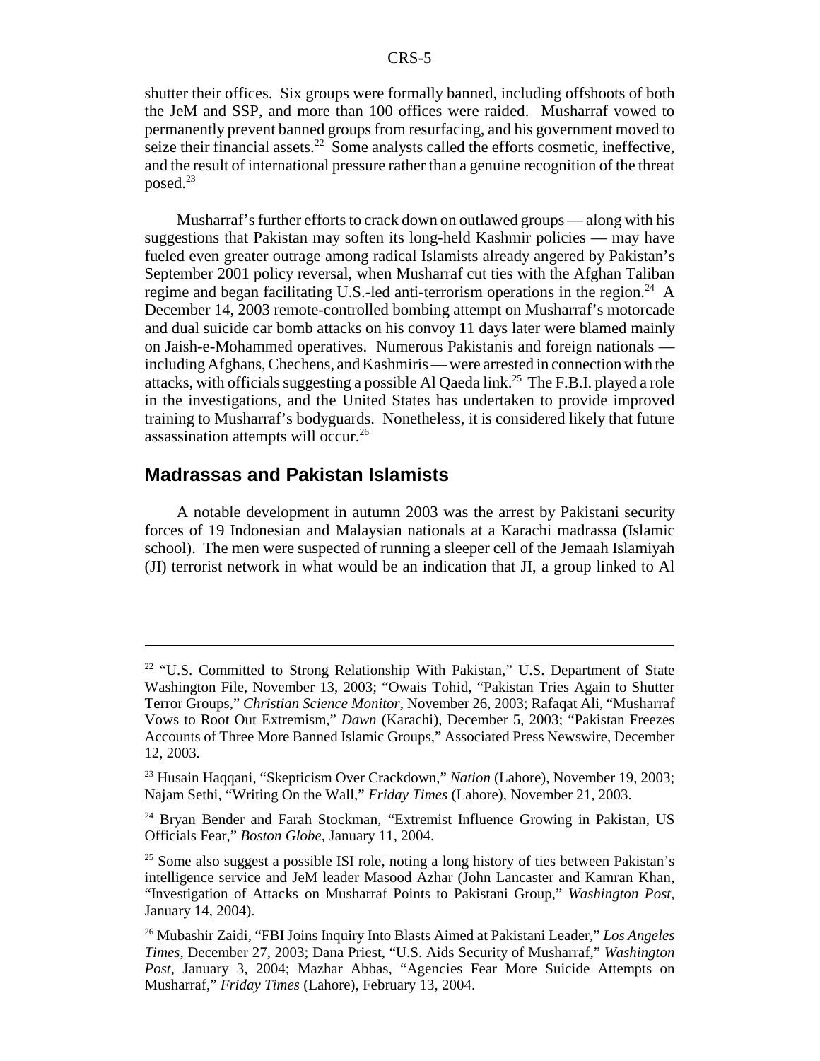shutter their offices. Six groups were formally banned, including offshoots of both the JeM and SSP, and more than 100 offices were raided. Musharraf vowed to permanently prevent banned groups from resurfacing, and his government moved to seize their financial assets.[22] Some analysts called the efforts cosmetic, ineffective, and the result of international pressure rather than a genuine recognition of the threat posed.[23]

Musharraf's further efforts to crack down on outlawed groups — along with his suggestions that Pakistan may soften its long-held Kashmir policies — may have fueled even greater outrage among radical Islamists already angered by Pakistan's September 2001 policy reversal, when Musharraf cut ties with the Afghan Taliban regime and began facilitating U.S.-led anti-terrorism operations in the region.[24] A December 14, 2003 remote-controlled bombing attempt on Musharraf's motorcade and dual suicide car bomb attacks on his convoy 11 days later were blamed mainly on Jaish-e-Mohammed operatives. Numerous Pakistanis and foreign nationals — including Afghans, Chechens, and Kashmiris — were arrested in connection with the attacks, with officials suggesting a possible Al Qaeda link.[25] The F.B.I. played a role in the investigations, and the United States has undertaken to provide improved training to Musharraf's bodyguards. Nonetheless, it is considered likely that future assassination attempts will occur.[26]

## Madrassas and Pakistan Islamists

A notable development in autumn 2003 was the arrest by Pakistani security forces of 19 Indonesian and Malaysian nationals at a Karachi madrassa (Islamic school). The men were suspected of running a sleeper cell of the Jemaah Islamiyah (JI) terrorist network in what would be an indication that JI, a group linked to Al

---

[22] "U.S. Committed to Strong Relationship With Pakistan," U.S. Department of State Washington File, November 13, 2003; "Owais Tohid, "Pakistan Tries Again to Shutter Terror Groups," *Christian Science Monitor*, November 26, 2003; Rafaqat Ali, "Musharraf Vows to Root Out Extremism," *Dawn* (Karachi), December 5, 2003; "Pakistan Freezes Accounts of Three More Banned Islamic Groups," Associated Press Newswire, December 12, 2003.

[23] Husain Haqqani, "Skepticism Over Crackdown," *Nation* (Lahore), November 19, 2003; Najam Sethi, "Writing On the Wall," *Friday Times* (Lahore), November 21, 2003.

[24] Bryan Bender and Farah Stockman, "Extremist Influence Growing in Pakistan, US Officials Fear," *Boston Globe*, January 11, 2004.

[25] Some also suggest a possible ISI role, noting a long history of ties between Pakistan's intelligence service and JeM leader Masood Azhar (John Lancaster and Kamran Khan, "Investigation of Attacks on Musharraf Points to Pakistani Group," *Washington Post*, January 14, 2004).

[26] Mubashir Zaidi, "FBI Joins Inquiry Into Blasts Aimed at Pakistani Leader," *Los Angeles Times*, December 27, 2003; Dana Priest, "U.S. Aids Security of Musharraf," *Washington Post*, January 3, 2004; Mazhar Abbas, "Agencies Fear More Suicide Attempts on Musharraf," *Friday Times* (Lahore), February 13, 2004.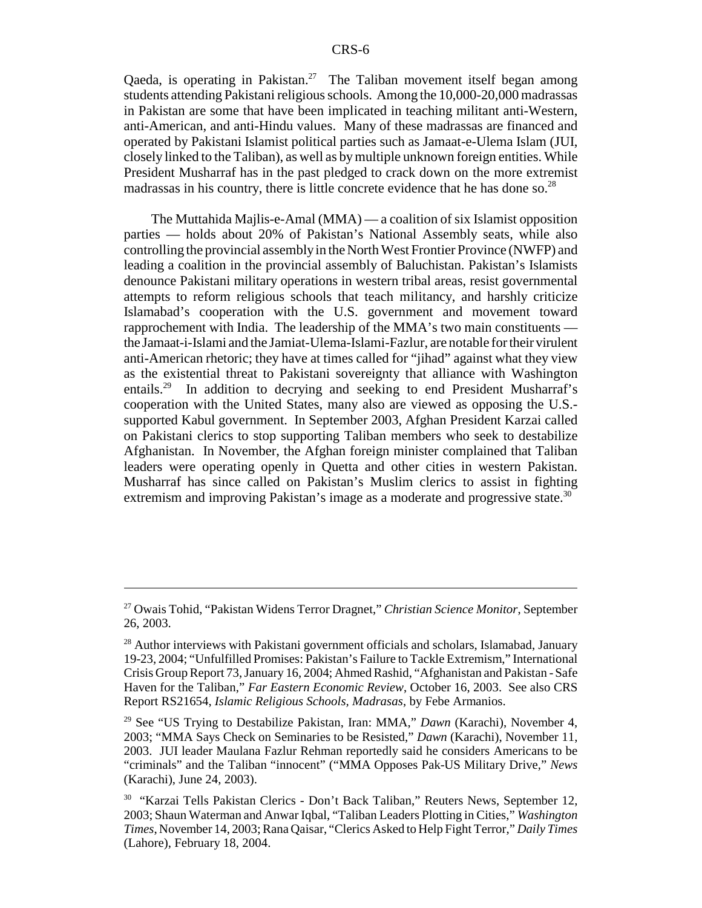Qaeda, is operating in Pakistan.[27] The Taliban movement itself began among students attending Pakistani religious schools. Among the 10,000-20,000 madrassas in Pakistan are some that have been implicated in teaching militant anti-Western, anti-American, and anti-Hindu values. Many of these madrassas are financed and operated by Pakistani Islamist political parties such as Jamaat-e-Ulema Islam (JUI, closely linked to the Taliban), as well as by multiple unknown foreign entities. While President Musharraf has in the past pledged to crack down on the more extremist madrassas in his country, there is little concrete evidence that he has done so.[28]

The Muttahida Majlis-e-Amal (MMA) — a coalition of six Islamist opposition parties — holds about 20% of Pakistan's National Assembly seats, while also controlling the provincial assembly in the North West Frontier Province (NWFP) and leading a coalition in the provincial assembly of Baluchistan. Pakistan's Islamists denounce Pakistani military operations in western tribal areas, resist governmental attempts to reform religious schools that teach militancy, and harshly criticize Islamabad's cooperation with the U.S. government and movement toward rapprochement with India. The leadership of the MMA's two main constituents — the Jamaat-i-Islami and the Jamiat-Ulema-Islami-Fazlur, are notable for their virulent anti-American rhetoric; they have at times called for "jihad" against what they view as the existential threat to Pakistani sovereignty that alliance with Washington entails.[29] In addition to decrying and seeking to end President Musharraf's cooperation with the United States, many also are viewed as opposing the U.S.-supported Kabul government. In September 2003, Afghan President Karzai called on Pakistani clerics to stop supporting Taliban members who seek to destabilize Afghanistan. In November, the Afghan foreign minister complained that Taliban leaders were operating openly in Quetta and other cities in western Pakistan. Musharraf has since called on Pakistan's Muslim clerics to assist in fighting extremism and improving Pakistan's image as a moderate and progressive state.[30]

---

[27] Owais Tohid, "Pakistan Widens Terror Dragnet," *Christian Science Monitor*, September 26, 2003.

[28] Author interviews with Pakistani government officials and scholars, Islamabad, January 19-23, 2004; "Unfulfilled Promises: Pakistan's Failure to Tackle Extremism," International Crisis Group Report 73, January 16, 2004; Ahmed Rashid, "Afghanistan and Pakistan - Safe Haven for the Taliban," *Far Eastern Economic Review*, October 16, 2003. See also CRS Report RS21654, *Islamic Religious Schools, Madrasas*, by Febe Armanios.

[29] See "US Trying to Destabilize Pakistan, Iran: MMA," *Dawn* (Karachi), November 4, 2003; "MMA Says Check on Seminaries to be Resisted," *Dawn* (Karachi), November 11, 2003. JUI leader Maulana Fazlur Rehman reportedly said he considers Americans to be "criminals" and the Taliban "innocent" ("MMA Opposes Pak-US Military Drive," *News* (Karachi), June 24, 2003).

[30] "Karzai Tells Pakistan Clerics - Don't Back Taliban," Reuters News, September 12, 2003; Shaun Waterman and Anwar Iqbal, "Taliban Leaders Plotting in Cities," *Washington Times*, November 14, 2003; Rana Qaisar, "Clerics Asked to Help Fight Terror," *Daily Times* (Lahore), February 18, 2004.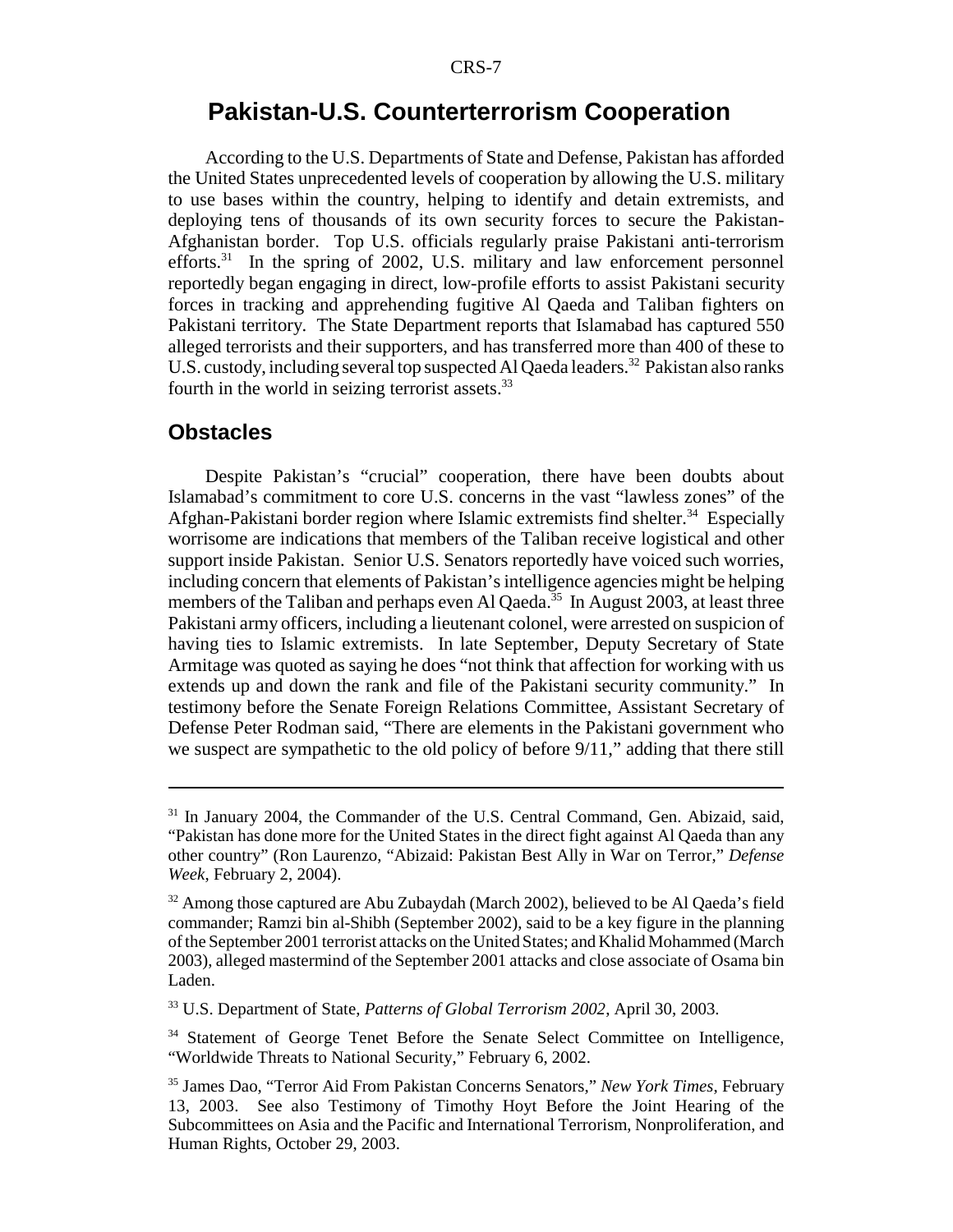## Pakistan-U.S. Counterterrorism Cooperation

According to the U.S. Departments of State and Defense, Pakistan has afforded the United States unprecedented levels of cooperation by allowing the U.S. military to use bases within the country, helping to identify and detain extremists, and deploying tens of thousands of its own security forces to secure the Pakistan-Afghanistan border. Top U.S. officials regularly praise Pakistani anti-terrorism efforts.[31] In the spring of 2002, U.S. military and law enforcement personnel reportedly began engaging in direct, low-profile efforts to assist Pakistani security forces in tracking and apprehending fugitive Al Qaeda and Taliban fighters on Pakistani territory. The State Department reports that Islamabad has captured 550 alleged terrorists and their supporters, and has transferred more than 400 of these to U.S. custody, including several top suspected Al Qaeda leaders.[32] Pakistan also ranks fourth in the world in seizing terrorist assets.[33]

### Obstacles

Despite Pakistan's "crucial" cooperation, there have been doubts about Islamabad's commitment to core U.S. concerns in the vast "lawless zones" of the Afghan-Pakistani border region where Islamic extremists find shelter.[34] Especially worrisome are indications that members of the Taliban receive logistical and other support inside Pakistan. Senior U.S. Senators reportedly have voiced such worries, including concern that elements of Pakistan's intelligence agencies might be helping members of the Taliban and perhaps even Al Qaeda.[35] In August 2003, at least three Pakistani army officers, including a lieutenant colonel, were arrested on suspicion of having ties to Islamic extremists. In late September, Deputy Secretary of State Armitage was quoted as saying he does "not think that affection for working with us extends up and down the rank and file of the Pakistani security community." In testimony before the Senate Foreign Relations Committee, Assistant Secretary of Defense Peter Rodman said, "There are elements in the Pakistani government who we suspect are sympathetic to the old policy of before 9/11," adding that there still

---

[31] In January 2004, the Commander of the U.S. Central Command, Gen. Abizaid, said, "Pakistan has done more for the United States in the direct fight against Al Qaeda than any other country" (Ron Laurenzo, "Abizaid: Pakistan Best Ally in War on Terror," *Defense Week*, February 2, 2004).

[32] Among those captured are Abu Zubaydah (March 2002), believed to be Al Qaeda's field commander; Ramzi bin al-Shibh (September 2002), said to be a key figure in the planning of the September 2001 terrorist attacks on the United States; and Khalid Mohammed (March 2003), alleged mastermind of the September 2001 attacks and close associate of Osama bin Laden.

[33] U.S. Department of State, *Patterns of Global Terrorism 2002*, April 30, 2003.

[34] Statement of George Tenet Before the Senate Select Committee on Intelligence, "Worldwide Threats to National Security," February 6, 2002.

[35] James Dao, "Terror Aid From Pakistan Concerns Senators," *New York Times*, February 13, 2003. See also Testimony of Timothy Hoyt Before the Joint Hearing of the Subcommittees on Asia and the Pacific and International Terrorism, Nonproliferation, and Human Rights, October 29, 2003.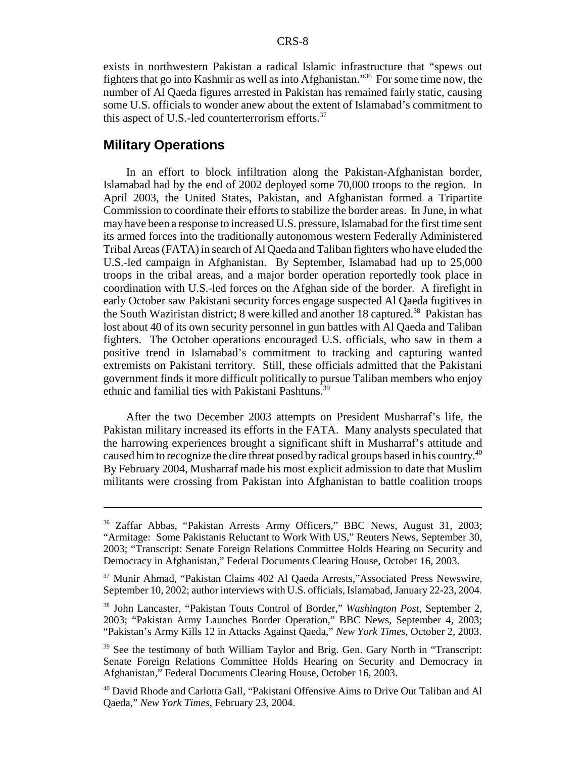exists in northwestern Pakistan a radical Islamic infrastructure that "spews out fighters that go into Kashmir as well as into Afghanistan."[36] For some time now, the number of Al Qaeda figures arrested in Pakistan has remained fairly static, causing some U.S. officials to wonder anew about the extent of Islamabad's commitment to this aspect of U.S.-led counterterrorism efforts.[37]

## Military Operations

In an effort to block infiltration along the Pakistan-Afghanistan border, Islamabad had by the end of 2002 deployed some 70,000 troops to the region. In April 2003, the United States, Pakistan, and Afghanistan formed a Tripartite Commission to coordinate their efforts to stabilize the border areas. In June, in what may have been a response to increased U.S. pressure, Islamabad for the first time sent its armed forces into the traditionally autonomous western Federally Administered Tribal Areas (FATA) in search of Al Qaeda and Taliban fighters who have eluded the U.S.-led campaign in Afghanistan. By September, Islamabad had up to 25,000 troops in the tribal areas, and a major border operation reportedly took place in coordination with U.S.-led forces on the Afghan side of the border. A firefight in early October saw Pakistani security forces engage suspected Al Qaeda fugitives in the South Waziristan district; 8 were killed and another 18 captured.[38] Pakistan has lost about 40 of its own security personnel in gun battles with Al Qaeda and Taliban fighters. The October operations encouraged U.S. officials, who saw in them a positive trend in Islamabad's commitment to tracking and capturing wanted extremists on Pakistani territory. Still, these officials admitted that the Pakistani government finds it more difficult politically to pursue Taliban members who enjoy ethnic and familial ties with Pakistani Pashtuns.[39]

After the two December 2003 attempts on President Musharraf's life, the Pakistan military increased its efforts in the FATA. Many analysts speculated that the harrowing experiences brought a significant shift in Musharraf's attitude and caused him to recognize the dire threat posed by radical groups based in his country.[40] By February 2004, Musharraf made his most explicit admission to date that Muslim militants were crossing from Pakistan into Afghanistan to battle coalition troops

---

[36] Zaffar Abbas, "Pakistan Arrests Army Officers," BBC News, August 31, 2003; "Armitage: Some Pakistanis Reluctant to Work With US," Reuters News, September 30, 2003; "Transcript: Senate Foreign Relations Committee Holds Hearing on Security and Democracy in Afghanistan," Federal Documents Clearing House, October 16, 2003.

[37] Munir Ahmad, "Pakistan Claims 402 Al Qaeda Arrests,"Associated Press Newswire, September 10, 2002; author interviews with U.S. officials, Islamabad, January 22-23, 2004.

[38] John Lancaster, "Pakistan Touts Control of Border," *Washington Post*, September 2, 2003; "Pakistan Army Launches Border Operation," BBC News, September 4, 2003; "Pakistan's Army Kills 12 in Attacks Against Qaeda," *New York Times*, October 2, 2003.

[39] See the testimony of both William Taylor and Brig. Gen. Gary North in "Transcript: Senate Foreign Relations Committee Holds Hearing on Security and Democracy in Afghanistan," Federal Documents Clearing House, October 16, 2003.

[40] David Rhode and Carlotta Gall, "Pakistani Offensive Aims to Drive Out Taliban and Al Qaeda," *New York Times*, February 23, 2004.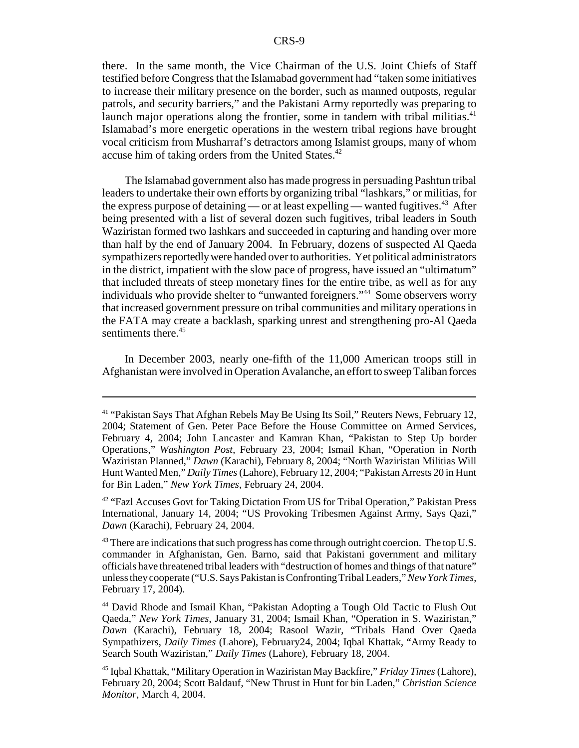there. In the same month, the Vice Chairman of the U.S. Joint Chiefs of Staff testified before Congress that the Islamabad government had "taken some initiatives to increase their military presence on the border, such as manned outposts, regular patrols, and security barriers," and the Pakistani Army reportedly was preparing to launch major operations along the frontier, some in tandem with tribal militias.[41] Islamabad's more energetic operations in the western tribal regions have brought vocal criticism from Musharraf's detractors among Islamist groups, many of whom accuse him of taking orders from the United States.[42]

The Islamabad government also has made progress in persuading Pashtun tribal leaders to undertake their own efforts by organizing tribal "lashkars," or militias, for the express purpose of detaining — or at least expelling — wanted fugitives.[43] After being presented with a list of several dozen such fugitives, tribal leaders in South Waziristan formed two lashkars and succeeded in capturing and handing over more than half by the end of January 2004. In February, dozens of suspected Al Qaeda sympathizers reportedly were handed over to authorities. Yet political administrators in the district, impatient with the slow pace of progress, have issued an "ultimatum" that included threats of steep monetary fines for the entire tribe, as well as for any individuals who provide shelter to "unwanted foreigners."[44] Some observers worry that increased government pressure on tribal communities and military operations in the FATA may create a backlash, sparking unrest and strengthening pro-Al Qaeda sentiments there.[45]

In December 2003, nearly one-fifth of the 11,000 American troops still in Afghanistan were involved in Operation Avalanche, an effort to sweep Taliban forces

---

[41] "Pakistan Says That Afghan Rebels May Be Using Its Soil," Reuters News, February 12, 2004; Statement of Gen. Peter Pace Before the House Committee on Armed Services, February 4, 2004; John Lancaster and Kamran Khan, "Pakistan to Step Up border Operations," *Washington Post*, February 23, 2004; Ismail Khan, "Operation in North Waziristan Planned," *Dawn* (Karachi), February 8, 2004; "North Waziristan Militias Will Hunt Wanted Men," *Daily Times* (Lahore), February 12, 2004; "Pakistan Arrests 20 in Hunt for Bin Laden," *New York Times*, February 24, 2004.

[42] "Fazl Accuses Govt for Taking Dictation From US for Tribal Operation," Pakistan Press International, January 14, 2004; "US Provoking Tribesmen Against Army, Says Qazi," *Dawn* (Karachi), February 24, 2004.

[43] There are indications that such progress has come through outright coercion. The top U.S. commander in Afghanistan, Gen. Barno, said that Pakistani government and military officials have threatened tribal leaders with "destruction of homes and things of that nature" unless they cooperate ("U.S. Says Pakistan is Confronting Tribal Leaders," *New York Times*, February 17, 2004).

[44] David Rhode and Ismail Khan, "Pakistan Adopting a Tough Old Tactic to Flush Out Qaeda," *New York Times*, January 31, 2004; Ismail Khan, "Operation in S. Waziristan," *Dawn* (Karachi), February 18, 2004; Rasool Wazir, "Tribals Hand Over Qaeda Sympathizers, *Daily Times* (Lahore), February24, 2004; Iqbal Khattak, "Army Ready to Search South Waziristan," *Daily Times* (Lahore), February 18, 2004.

[45] Iqbal Khattak, "Military Operation in Waziristan May Backfire," *Friday Times* (Lahore), February 20, 2004; Scott Baldauf, "New Thrust in Hunt for bin Laden," *Christian Science Monitor*, March 4, 2004.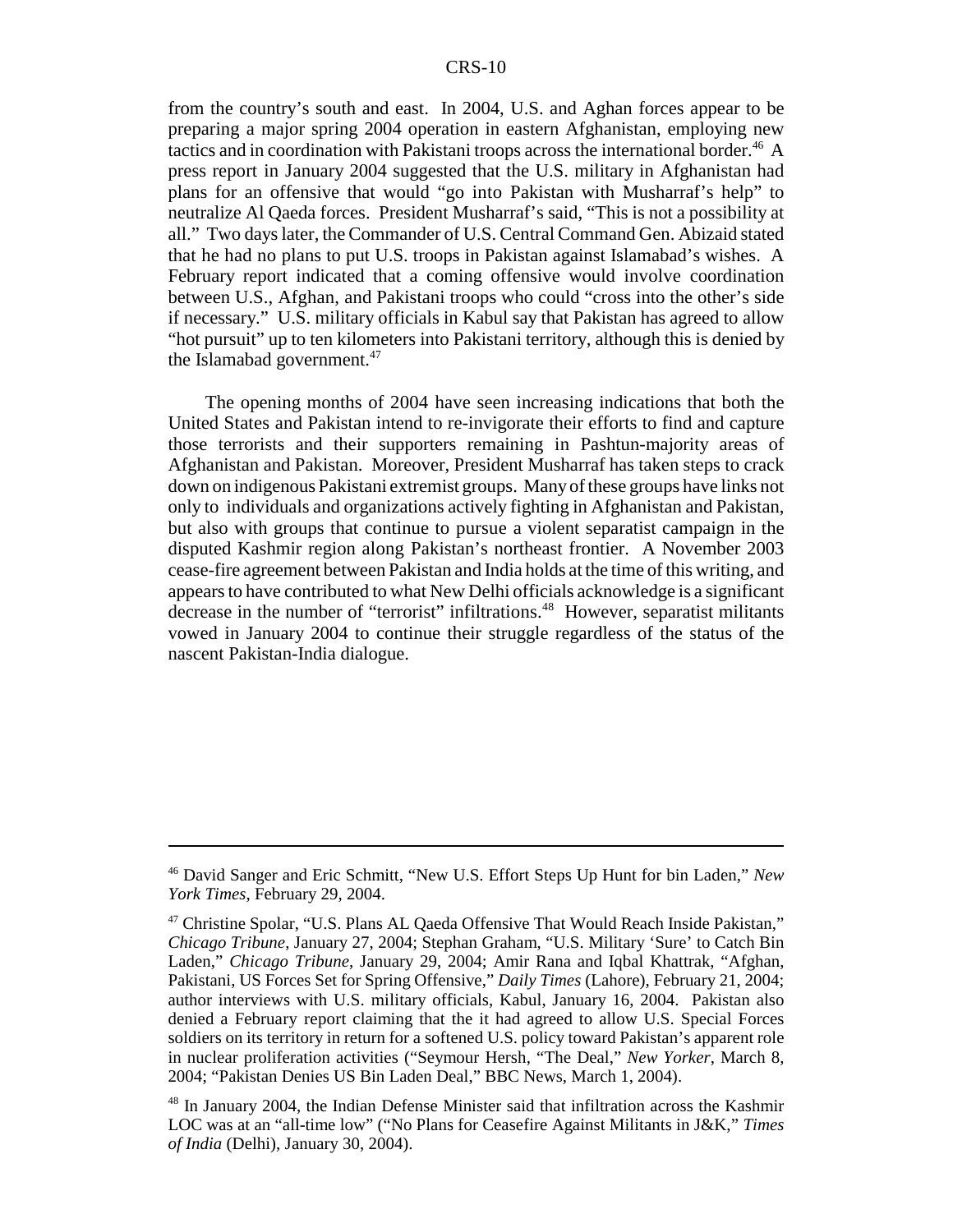from the country's south and east. In 2004, U.S. and Aghan forces appear to be preparing a major spring 2004 operation in eastern Afghanistan, employing new tactics and in coordination with Pakistani troops across the international border.[46] A press report in January 2004 suggested that the U.S. military in Afghanistan had plans for an offensive that would "go into Pakistan with Musharraf's help" to neutralize Al Qaeda forces. President Musharraf's said, "This is not a possibility at all." Two days later, the Commander of U.S. Central Command Gen. Abizaid stated that he had no plans to put U.S. troops in Pakistan against Islamabad's wishes. A February report indicated that a coming offensive would involve coordination between U.S., Afghan, and Pakistani troops who could "cross into the other's side if necessary." U.S. military officials in Kabul say that Pakistan has agreed to allow "hot pursuit" up to ten kilometers into Pakistani territory, although this is denied by the Islamabad government.[47]

The opening months of 2004 have seen increasing indications that both the United States and Pakistan intend to re-invigorate their efforts to find and capture those terrorists and their supporters remaining in Pashtun-majority areas of Afghanistan and Pakistan. Moreover, President Musharraf has taken steps to crack down on indigenous Pakistani extremist groups. Many of these groups have links not only to individuals and organizations actively fighting in Afghanistan and Pakistan, but also with groups that continue to pursue a violent separatist campaign in the disputed Kashmir region along Pakistan's northeast frontier. A November 2003 cease-fire agreement between Pakistan and India holds at the time of this writing, and appears to have contributed to what New Delhi officials acknowledge is a significant decrease in the number of "terrorist" infiltrations.[48] However, separatist militants vowed in January 2004 to continue their struggle regardless of the status of the nascent Pakistan-India dialogue.

---

[46] David Sanger and Eric Schmitt, "New U.S. Effort Steps Up Hunt for bin Laden," *New York Times*, February 29, 2004.

[47] Christine Spolar, "U.S. Plans AL Qaeda Offensive That Would Reach Inside Pakistan," *Chicago Tribune*, January 27, 2004; Stephan Graham, "U.S. Military 'Sure' to Catch Bin Laden," *Chicago Tribune*, January 29, 2004; Amir Rana and Iqbal Khattrak, "Afghan, Pakistani, US Forces Set for Spring Offensive," *Daily Times* (Lahore), February 21, 2004; author interviews with U.S. military officials, Kabul, January 16, 2004. Pakistan also denied a February report claiming that the it had agreed to allow U.S. Special Forces soldiers on its territory in return for a softened U.S. policy toward Pakistan's apparent role in nuclear proliferation activities ("Seymour Hersh, "The Deal," *New Yorker*, March 8, 2004; "Pakistan Denies US Bin Laden Deal," BBC News, March 1, 2004).

[48] In January 2004, the Indian Defense Minister said that infiltration across the Kashmir LOC was at an "all-time low" ("No Plans for Ceasefire Against Militants in J&K," *Times of India* (Delhi), January 30, 2004).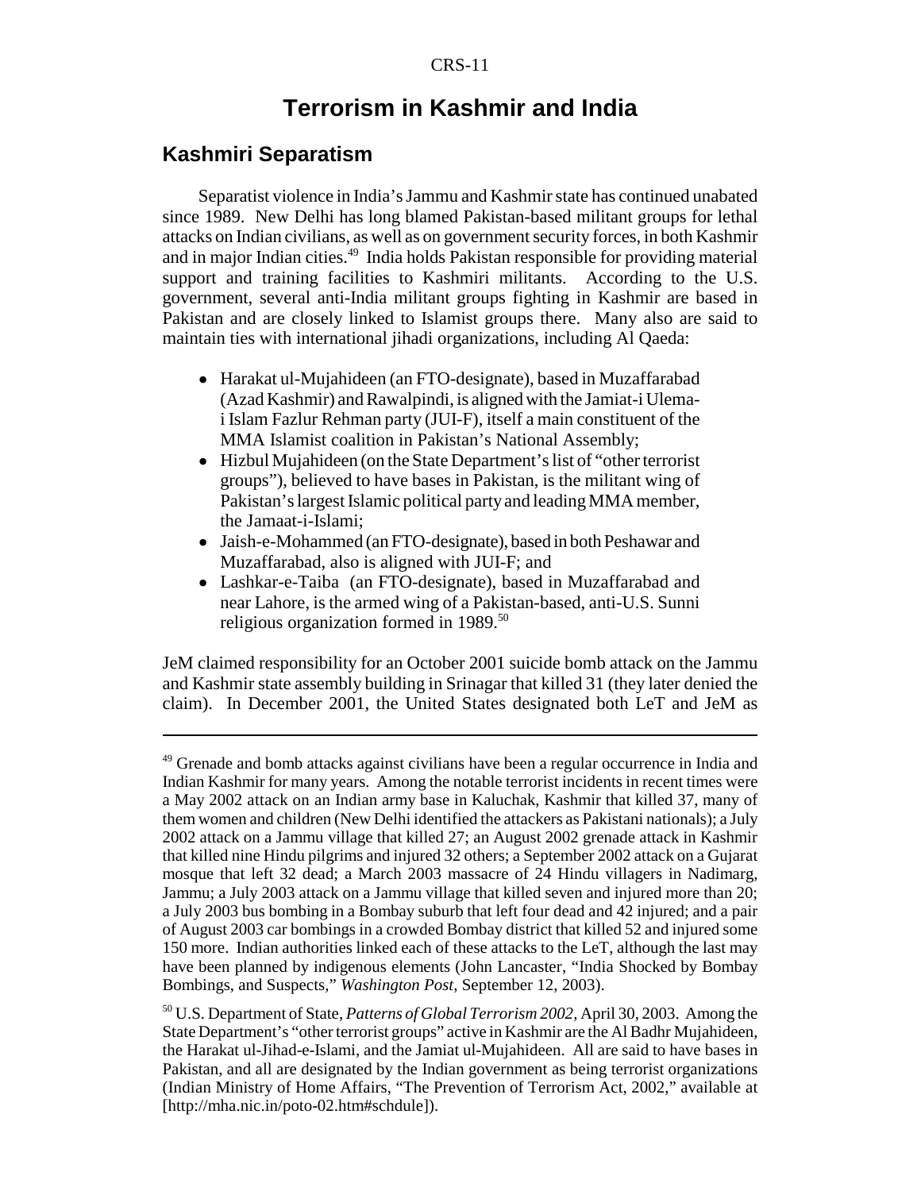# Terrorism in Kashmir and India

## Kashmiri Separatism

Separatist violence in India's Jammu and Kashmir state has continued unabated since 1989. New Delhi has long blamed Pakistan-based militant groups for lethal attacks on Indian civilians, as well as on government security forces, in both Kashmir and in major Indian cities.[49] India holds Pakistan responsible for providing material support and training facilities to Kashmiri militants. According to the U.S. government, several anti-India militant groups fighting in Kashmir are based in Pakistan and are closely linked to Islamist groups there. Many also are said to maintain ties with international jihadi organizations, including Al Qaeda:

- Harakat ul-Mujahideen (an FTO-designate), based in Muzaffarabad (Azad Kashmir) and Rawalpindi, is aligned with the Jamiat-i Ulema-i Islam Fazlur Rehman party (JUI-F), itself a main constituent of the MMA Islamist coalition in Pakistan's National Assembly;
- Hizbul Mujahideen (on the State Department's list of "other terrorist groups"), believed to have bases in Pakistan, is the militant wing of Pakistan's largest Islamic political party and leading MMA member, the Jamaat-i-Islami;
- Jaish-e-Mohammed (an FTO-designate), based in both Peshawar and Muzaffarabad, also is aligned with JUI-F; and
- Lashkar-e-Taiba (an FTO-designate), based in Muzaffarabad and near Lahore, is the armed wing of a Pakistan-based, anti-U.S. Sunni religious organization formed in 1989.[50]

JeM claimed responsibility for an October 2001 suicide bomb attack on the Jammu and Kashmir state assembly building in Srinagar that killed 31 (they later denied the claim). In December 2001, the United States designated both LeT and JeM as

---

[49] Grenade and bomb attacks against civilians have been a regular occurrence in India and Indian Kashmir for many years. Among the notable terrorist incidents in recent times were a May 2002 attack on an Indian army base in Kaluchak, Kashmir that killed 37, many of them women and children (New Delhi identified the attackers as Pakistani nationals); a July 2002 attack on a Jammu village that killed 27; an August 2002 grenade attack in Kashmir that killed nine Hindu pilgrims and injured 32 others; a September 2002 attack on a Gujarat mosque that left 32 dead; a March 2003 massacre of 24 Hindu villagers in Nadimarg, Jammu; a July 2003 attack on a Jammu village that killed seven and injured more than 20; a July 2003 bus bombing in a Bombay suburb that left four dead and 42 injured; and a pair of August 2003 car bombings in a crowded Bombay district that killed 52 and injured some 150 more. Indian authorities linked each of these attacks to the LeT, although the last may have been planned by indigenous elements (John Lancaster, "India Shocked by Bombay Bombings, and Suspects," *Washington Post*, September 12, 2003).

[50] U.S. Department of State, *Patterns of Global Terrorism 2002*, April 30, 2003. Among the State Department's "other terrorist groups" active in Kashmir are the Al Badhr Mujahideen, the Harakat ul-Jihad-e-Islami, and the Jamiat ul-Mujahideen. All are said to have bases in Pakistan, and all are designated by the Indian government as being terrorist organizations (Indian Ministry of Home Affairs, "The Prevention of Terrorism Act, 2002," available at [http://mha.nic.in/poto-02.htm#schdule]).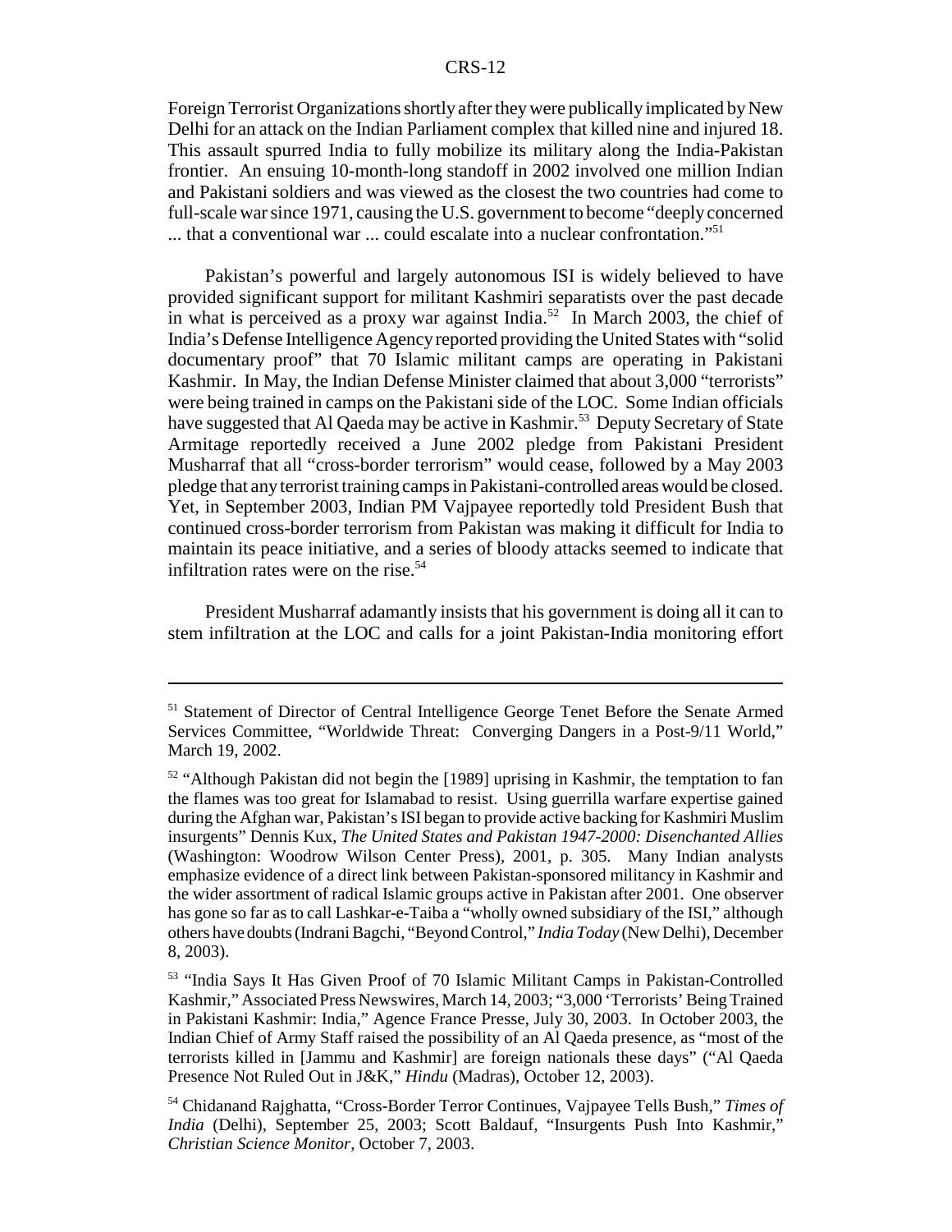Foreign Terrorist Organizations shortly after they were publically implicated by New Delhi for an attack on the Indian Parliament complex that killed nine and injured 18. This assault spurred India to fully mobilize its military along the India-Pakistan frontier. An ensuing 10-month-long standoff in 2002 involved one million Indian and Pakistani soldiers and was viewed as the closest the two countries had come to full-scale war since 1971, causing the U.S. government to become "deeply concerned ... that a conventional war ... could escalate into a nuclear confrontation."[51]

Pakistan's powerful and largely autonomous ISI is widely believed to have provided significant support for militant Kashmiri separatists over the past decade in what is perceived as a proxy war against India.[52] In March 2003, the chief of India's Defense Intelligence Agency reported providing the United States with "solid documentary proof" that 70 Islamic militant camps are operating in Pakistani Kashmir. In May, the Indian Defense Minister claimed that about 3,000 "terrorists" were being trained in camps on the Pakistani side of the LOC. Some Indian officials have suggested that Al Qaeda may be active in Kashmir.[53] Deputy Secretary of State Armitage reportedly received a June 2002 pledge from Pakistani President Musharraf that all "cross-border terrorism" would cease, followed by a May 2003 pledge that any terrorist training camps in Pakistani-controlled areas would be closed. Yet, in September 2003, Indian PM Vajpayee reportedly told President Bush that continued cross-border terrorism from Pakistan was making it difficult for India to maintain its peace initiative, and a series of bloody attacks seemed to indicate that infiltration rates were on the rise.[54]

President Musharraf adamantly insists that his government is doing all it can to stem infiltration at the LOC and calls for a joint Pakistan-India monitoring effort

---

[51] Statement of Director of Central Intelligence George Tenet Before the Senate Armed Services Committee, "Worldwide Threat: Converging Dangers in a Post-9/11 World," March 19, 2002.

[52] "Although Pakistan did not begin the [1989] uprising in Kashmir, the temptation to fan the flames was too great for Islamabad to resist. Using guerrilla warfare expertise gained during the Afghan war, Pakistan's ISI began to provide active backing for Kashmiri Muslim insurgents" Dennis Kux, *The United States and Pakistan 1947-2000: Disenchanted Allies* (Washington: Woodrow Wilson Center Press), 2001, p. 305. Many Indian analysts emphasize evidence of a direct link between Pakistan-sponsored militancy in Kashmir and the wider assortment of radical Islamic groups active in Pakistan after 2001. One observer has gone so far as to call Lashkar-e-Taiba a "wholly owned subsidiary of the ISI," although others have doubts (Indrani Bagchi, "Beyond Control," *India Today* (New Delhi), December 8, 2003).

[53] "India Says It Has Given Proof of 70 Islamic Militant Camps in Pakistan-Controlled Kashmir," Associated Press Newswires, March 14, 2003; "3,000 'Terrorists' Being Trained in Pakistani Kashmir: India," Agence France Presse, July 30, 2003. In October 2003, the Indian Chief of Army Staff raised the possibility of an Al Qaeda presence, as "most of the terrorists killed in [Jammu and Kashmir] are foreign nationals these days" ("Al Qaeda Presence Not Ruled Out in J&K," *Hindu* (Madras), October 12, 2003).

[54] Chidanand Rajghatta, "Cross-Border Terror Continues, Vajpayee Tells Bush," *Times of India* (Delhi), September 25, 2003; Scott Baldauf, "Insurgents Push Into Kashmir," *Christian Science Monitor*, October 7, 2003.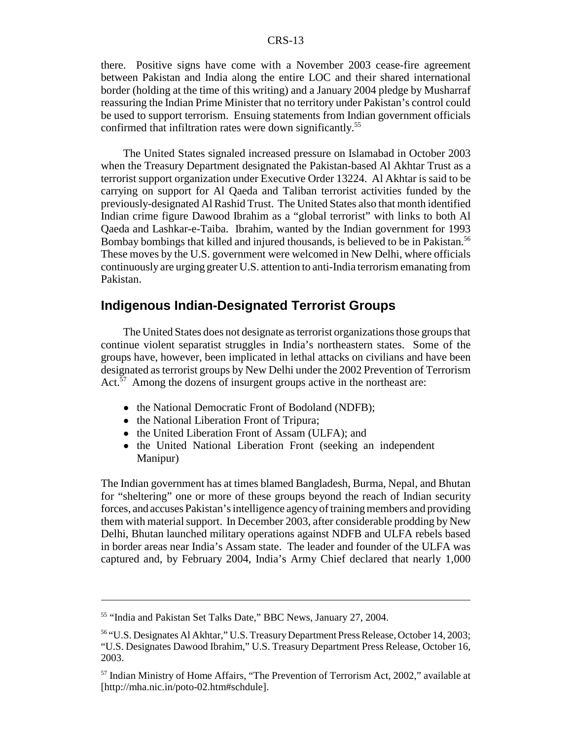there. Positive signs have come with a November 2003 cease-fire agreement between Pakistan and India along the entire LOC and their shared international border (holding at the time of this writing) and a January 2004 pledge by Musharraf reassuring the Indian Prime Minister that no territory under Pakistan's control could be used to support terrorism. Ensuing statements from Indian government officials confirmed that infiltration rates were down significantly.[55]

The United States signaled increased pressure on Islamabad in October 2003 when the Treasury Department designated the Pakistan-based Al Akhtar Trust as a terrorist support organization under Executive Order 13224. Al Akhtar is said to be carrying on support for Al Qaeda and Taliban terrorist activities funded by the previously-designated Al Rashid Trust. The United States also that month identified Indian crime figure Dawood Ibrahim as a "global terrorist" with links to both Al Qaeda and Lashkar-e-Taiba. Ibrahim, wanted by the Indian government for 1993 Bombay bombings that killed and injured thousands, is believed to be in Pakistan.[56] These moves by the U.S. government were welcomed in New Delhi, where officials continuously are urging greater U.S. attention to anti-India terrorism emanating from Pakistan.

## Indigenous Indian-Designated Terrorist Groups

The United States does not designate as terrorist organizations those groups that continue violent separatist struggles in India's northeastern states. Some of the groups have, however, been implicated in lethal attacks on civilians and have been designated as terrorist groups by New Delhi under the 2002 Prevention of Terrorism Act.[57] Among the dozens of insurgent groups active in the northeast are:

- the National Democratic Front of Bodoland (NDFB);
- the National Liberation Front of Tripura;
- the United Liberation Front of Assam (ULFA); and
- the United National Liberation Front (seeking an independent Manipur)

The Indian government has at times blamed Bangladesh, Burma, Nepal, and Bhutan for "sheltering" one or more of these groups beyond the reach of Indian security forces, and accuses Pakistan's intelligence agency of training members and providing them with material support. In December 2003, after considerable prodding by New Delhi, Bhutan launched military operations against NDFB and ULFA rebels based in border areas near India's Assam state. The leader and founder of the ULFA was captured and, by February 2004, India's Army Chief declared that nearly 1,000

---

[55] "India and Pakistan Set Talks Date," BBC News, January 27, 2004.

[56] "U.S. Designates Al Akhtar," U.S. Treasury Department Press Release, October 14, 2003; "U.S. Designates Dawood Ibrahim," U.S. Treasury Department Press Release, October 16, 2003.

[57] Indian Ministry of Home Affairs, "The Prevention of Terrorism Act, 2002," available at [http://mha.nic.in/poto-02.htm#schdule].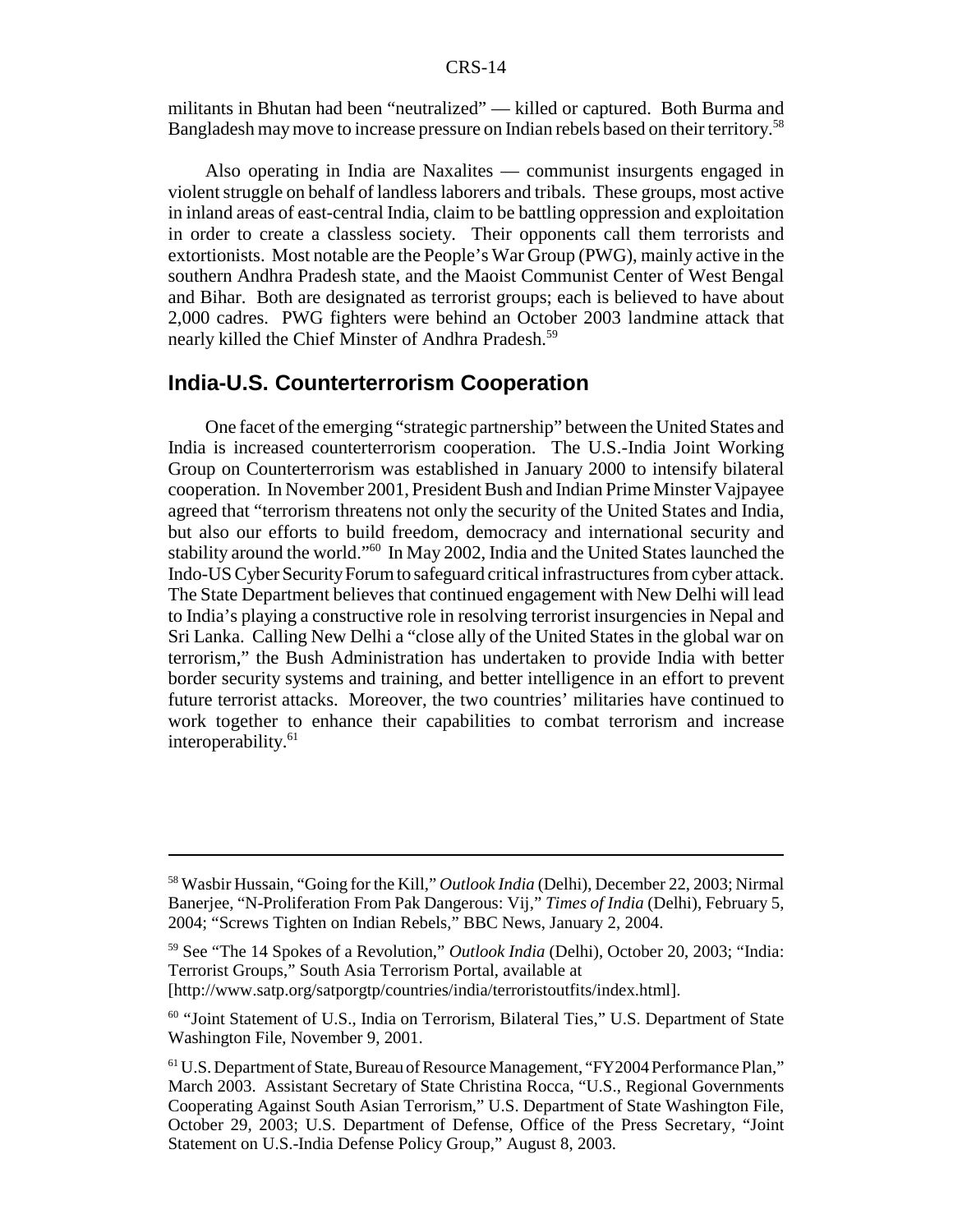militants in Bhutan had been "neutralized" — killed or captured. Both Burma and Bangladesh may move to increase pressure on Indian rebels based on their territory.[58]

Also operating in India are Naxalites — communist insurgents engaged in violent struggle on behalf of landless laborers and tribals. These groups, most active in inland areas of east-central India, claim to be battling oppression and exploitation in order to create a classless society. Their opponents call them terrorists and extortionists. Most notable are the People's War Group (PWG), mainly active in the southern Andhra Pradesh state, and the Maoist Communist Center of West Bengal and Bihar. Both are designated as terrorist groups; each is believed to have about 2,000 cadres. PWG fighters were behind an October 2003 landmine attack that nearly killed the Chief Minster of Andhra Pradesh.[59]

## India-U.S. Counterterrorism Cooperation

One facet of the emerging "strategic partnership" between the United States and India is increased counterterrorism cooperation. The U.S.-India Joint Working Group on Counterterrorism was established in January 2000 to intensify bilateral cooperation. In November 2001, President Bush and Indian Prime Minster Vajpayee agreed that "terrorism threatens not only the security of the United States and India, but also our efforts to build freedom, democracy and international security and stability around the world."[60] In May 2002, India and the United States launched the Indo-US Cyber Security Forum to safeguard critical infrastructures from cyber attack. The State Department believes that continued engagement with New Delhi will lead to India's playing a constructive role in resolving terrorist insurgencies in Nepal and Sri Lanka. Calling New Delhi a "close ally of the United States in the global war on terrorism," the Bush Administration has undertaken to provide India with better border security systems and training, and better intelligence in an effort to prevent future terrorist attacks. Moreover, the two countries' militaries have continued to work together to enhance their capabilities to combat terrorism and increase interoperability.[61]

---

[58] Wasbir Hussain, "Going for the Kill," *Outlook India* (Delhi), December 22, 2003; Nirmal Banerjee, "N-Proliferation From Pak Dangerous: Vij," *Times of India* (Delhi), February 5, 2004; "Screws Tighten on Indian Rebels," BBC News, January 2, 2004.

[59] See "The 14 Spokes of a Revolution," *Outlook India* (Delhi), October 20, 2003; "India: Terrorist Groups," South Asia Terrorism Portal, available at [http://www.satp.org/satporgtp/countries/india/terroristoutfits/index.html].

[60] "Joint Statement of U.S., India on Terrorism, Bilateral Ties," U.S. Department of State Washington File, November 9, 2001.

[61] U.S. Department of State, Bureau of Resource Management, "FY2004 Performance Plan," March 2003. Assistant Secretary of State Christina Rocca, "U.S., Regional Governments Cooperating Against South Asian Terrorism," U.S. Department of State Washington File, October 29, 2003; U.S. Department of Defense, Office of the Press Secretary, "Joint Statement on U.S.-India Defense Policy Group," August 8, 2003.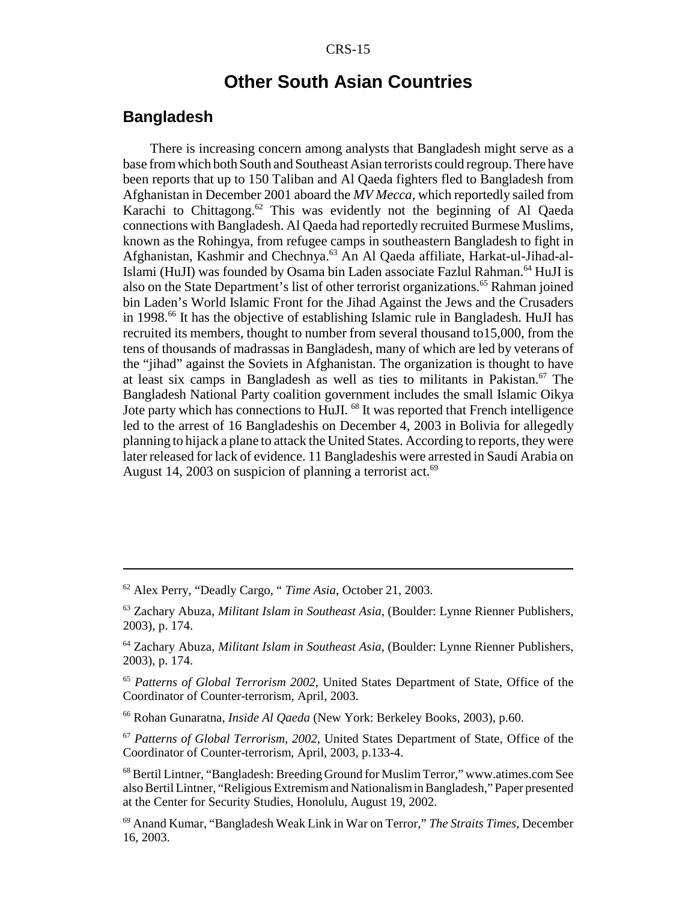## Other South Asian Countries

### Bangladesh

There is increasing concern among analysts that Bangladesh might serve as a base from which both South and Southeast Asian terrorists could regroup. There have been reports that up to 150 Taliban and Al Qaeda fighters fled to Bangladesh from Afghanistan in December 2001 aboard the *MV Mecca*, which reportedly sailed from Karachi to Chittagong.[62] This was evidently not the beginning of Al Qaeda connections with Bangladesh. Al Qaeda had reportedly recruited Burmese Muslims, known as the Rohingya, from refugee camps in southeastern Bangladesh to fight in Afghanistan, Kashmir and Chechnya.[63] An Al Qaeda affiliate, Harkat-ul-Jihad-al-Islami (HuJI) was founded by Osama bin Laden associate Fazlul Rahman.[64] HuJI is also on the State Department's list of other terrorist organizations.[65] Rahman joined bin Laden's World Islamic Front for the Jihad Against the Jews and the Crusaders in 1998.[66] It has the objective of establishing Islamic rule in Bangladesh. HuJI has recruited its members, thought to number from several thousand to15,000, from the tens of thousands of madrassas in Bangladesh, many of which are led by veterans of the "jihad" against the Soviets in Afghanistan. The organization is thought to have at least six camps in Bangladesh as well as ties to militants in Pakistan.[67] The Bangladesh National Party coalition government includes the small Islamic Oikya Jote party which has connections to HuJI. [68] It was reported that French intelligence led to the arrest of 16 Bangladeshis on December 4, 2003 in Bolivia for allegedly planning to hijack a plane to attack the United States. According to reports, they were later released for lack of evidence. 11 Bangladeshis were arrested in Saudi Arabia on August 14, 2003 on suspicion of planning a terrorist act.[69]

---

[62] Alex Perry, "Deadly Cargo, " *Time Asia*, October 21, 2003.

[63] Zachary Abuza, *Militant Islam in Southeast Asia*, (Boulder: Lynne Rienner Publishers, 2003), p. 174.

[64] Zachary Abuza, *Militant Islam in Southeast Asia*, (Boulder: Lynne Rienner Publishers, 2003), p. 174.

[65] *Patterns of Global Terrorism 2002*, United States Department of State, Office of the Coordinator of Counter-terrorism, April, 2003.

[66] Rohan Gunaratna, *Inside Al Qaeda* (New York: Berkeley Books, 2003), p.60.

[67] *Patterns of Global Terrorism, 2002*, United States Department of State, Office of the Coordinator of Counter-terrorism, April, 2003, p.133-4.

[68] Bertil Lintner, "Bangladesh: Breeding Ground for Muslim Terror," www.atimes.com See also Bertil Lintner, "Religious Extremism and Nationalism in Bangladesh," Paper presented at the Center for Security Studies, Honolulu, August 19, 2002.

[69] Anand Kumar, "Bangladesh Weak Link in War on Terror," *The Straits Times*, December 16, 2003.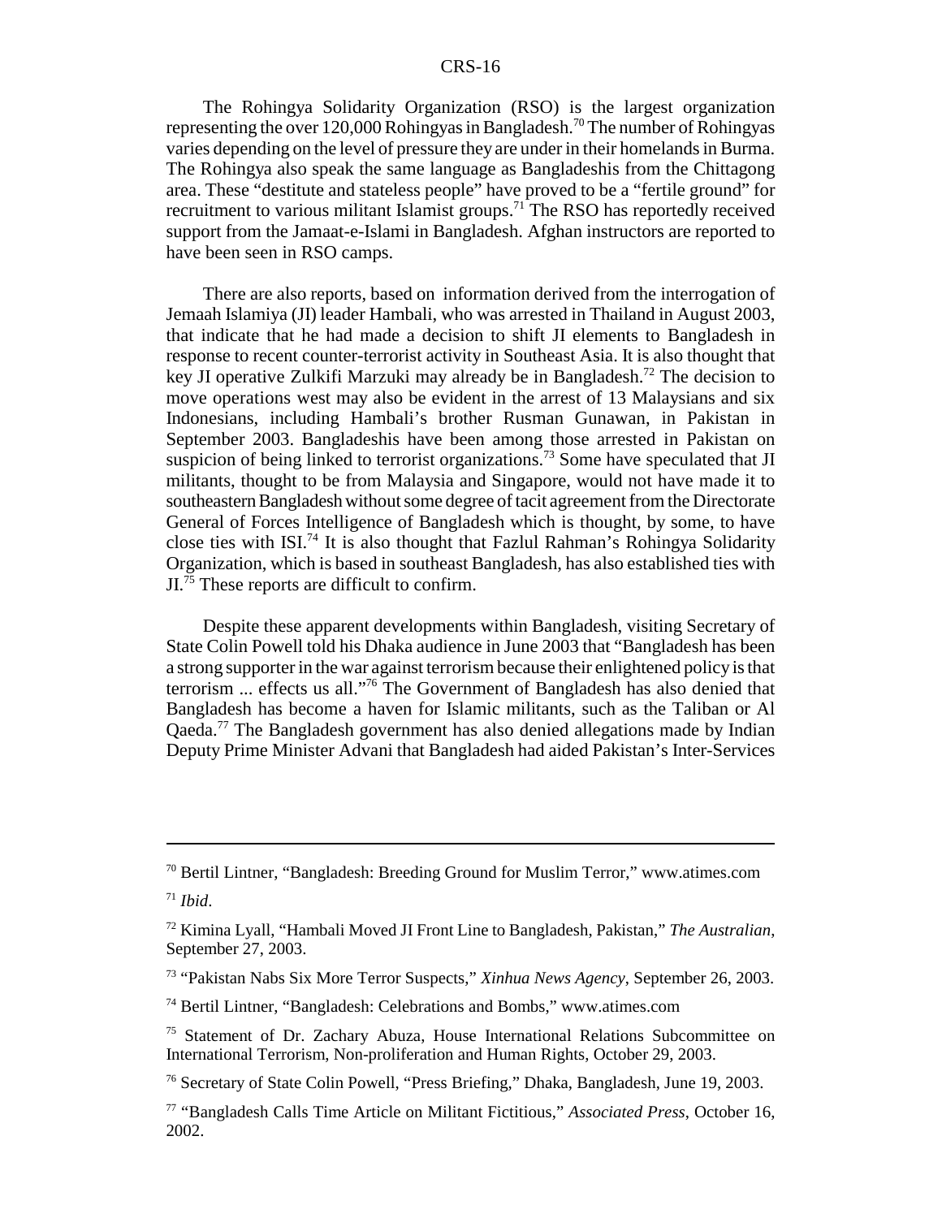The Rohingya Solidarity Organization (RSO) is the largest organization representing the over 120,000 Rohingyas in Bangladesh.[70] The number of Rohingyas varies depending on the level of pressure they are under in their homelands in Burma. The Rohingya also speak the same language as Bangladeshis from the Chittagong area. These "destitute and stateless people" have proved to be a "fertile ground" for recruitment to various militant Islamist groups.[71] The RSO has reportedly received support from the Jamaat-e-Islami in Bangladesh. Afghan instructors are reported to have been seen in RSO camps.

There are also reports, based on information derived from the interrogation of Jemaah Islamiya (JI) leader Hambali, who was arrested in Thailand in August 2003, that indicate that he had made a decision to shift JI elements to Bangladesh in response to recent counter-terrorist activity in Southeast Asia. It is also thought that key JI operative Zulkifi Marzuki may already be in Bangladesh.[72] The decision to move operations west may also be evident in the arrest of 13 Malaysians and six Indonesians, including Hambali's brother Rusman Gunawan, in Pakistan in September 2003. Bangladeshis have been among those arrested in Pakistan on suspicion of being linked to terrorist organizations.[73] Some have speculated that JI militants, thought to be from Malaysia and Singapore, would not have made it to southeastern Bangladesh without some degree of tacit agreement from the Directorate General of Forces Intelligence of Bangladesh which is thought, by some, to have close ties with ISI.[74] It is also thought that Fazlul Rahman's Rohingya Solidarity Organization, which is based in southeast Bangladesh, has also established ties with JI.[75] These reports are difficult to confirm.

Despite these apparent developments within Bangladesh, visiting Secretary of State Colin Powell told his Dhaka audience in June 2003 that "Bangladesh has been a strong supporter in the war against terrorism because their enlightened policy is that terrorism ... effects us all."[76] The Government of Bangladesh has also denied that Bangladesh has become a haven for Islamic militants, such as the Taliban or Al Qaeda.[77] The Bangladesh government has also denied allegations made by Indian Deputy Prime Minister Advani that Bangladesh had aided Pakistan's Inter-Services

---

[70] Bertil Lintner, "Bangladesh: Breeding Ground for Muslim Terror," www.atimes.com

[71] *Ibid*.

[72] Kimina Lyall, "Hambali Moved JI Front Line to Bangladesh, Pakistan," *The Australian*, September 27, 2003.

[73] "Pakistan Nabs Six More Terror Suspects," *Xinhua News Agency*, September 26, 2003.

[74] Bertil Lintner, "Bangladesh: Celebrations and Bombs," www.atimes.com

[75] Statement of Dr. Zachary Abuza, House International Relations Subcommittee on International Terrorism, Non-proliferation and Human Rights, October 29, 2003.

[76] Secretary of State Colin Powell, "Press Briefing," Dhaka, Bangladesh, June 19, 2003.

[77] "Bangladesh Calls Time Article on Militant Fictitious," *Associated Press*, October 16, 2002.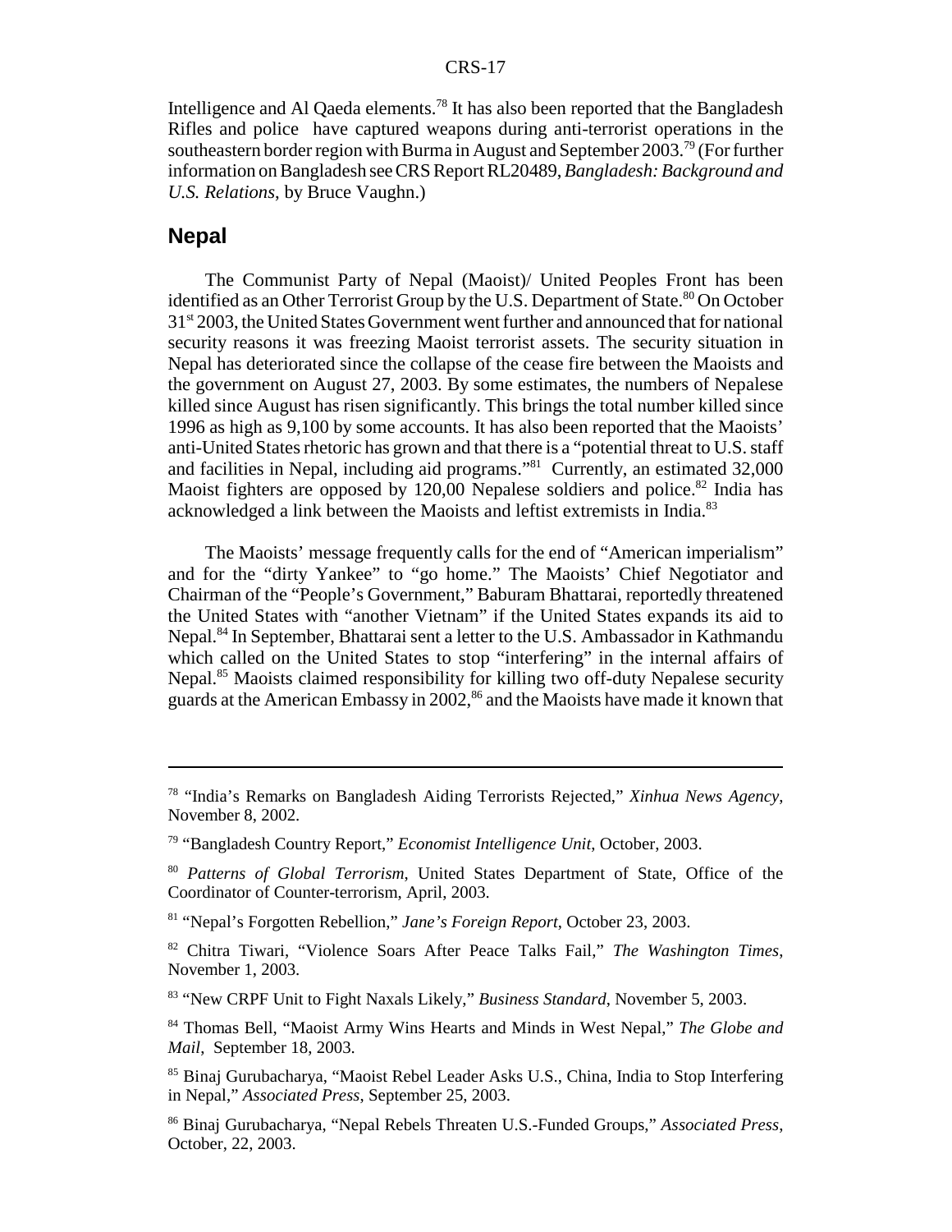Intelligence and Al Qaeda elements.[78] It has also been reported that the Bangladesh Rifles and police have captured weapons during anti-terrorist operations in the southeastern border region with Burma in August and September 2003.[79] (For further information on Bangladesh see CRS Report RL20489, *Bangladesh: Background and U.S. Relations*, by Bruce Vaughn.)

## Nepal

The Communist Party of Nepal (Maoist)/ United Peoples Front has been identified as an Other Terrorist Group by the U.S. Department of State.[80] On October 31st 2003, the United States Government went further and announced that for national security reasons it was freezing Maoist terrorist assets. The security situation in Nepal has deteriorated since the collapse of the cease fire between the Maoists and the government on August 27, 2003. By some estimates, the numbers of Nepalese killed since August has risen significantly. This brings the total number killed since 1996 as high as 9,100 by some accounts. It has also been reported that the Maoists' anti-United States rhetoric has grown and that there is a "potential threat to U.S. staff and facilities in Nepal, including aid programs."[81] Currently, an estimated 32,000 Maoist fighters are opposed by 120,00 Nepalese soldiers and police.[82] India has acknowledged a link between the Maoists and leftist extremists in India.[83]

The Maoists' message frequently calls for the end of "American imperialism" and for the "dirty Yankee" to "go home." The Maoists' Chief Negotiator and Chairman of the "People's Government," Baburam Bhattarai, reportedly threatened the United States with "another Vietnam" if the United States expands its aid to Nepal.[84] In September, Bhattarai sent a letter to the U.S. Ambassador in Kathmandu which called on the United States to stop "interfering" in the internal affairs of Nepal.[85] Maoists claimed responsibility for killing two off-duty Nepalese security guards at the American Embassy in 2002,[86] and the Maoists have made it known that

---

[78] "India's Remarks on Bangladesh Aiding Terrorists Rejected," *Xinhua News Agency*, November 8, 2002.

[79] "Bangladesh Country Report," *Economist Intelligence Unit*, October, 2003.

[80] *Patterns of Global Terrorism*, United States Department of State, Office of the Coordinator of Counter-terrorism, April, 2003.

[81] "Nepal's Forgotten Rebellion," *Jane's Foreign Report*, October 23, 2003.

[82] Chitra Tiwari, "Violence Soars After Peace Talks Fail," *The Washington Times*, November 1, 2003.

[83] "New CRPF Unit to Fight Naxals Likely," *Business Standard*, November 5, 2003.

[84] Thomas Bell, "Maoist Army Wins Hearts and Minds in West Nepal," *The Globe and Mail*, September 18, 2003.

[85] Binaj Gurubacharya, "Maoist Rebel Leader Asks U.S., China, India to Stop Interfering in Nepal," *Associated Press*, September 25, 2003.

[86] Binaj Gurubacharya, "Nepal Rebels Threaten U.S.-Funded Groups," *Associated Press*, October, 22, 2003.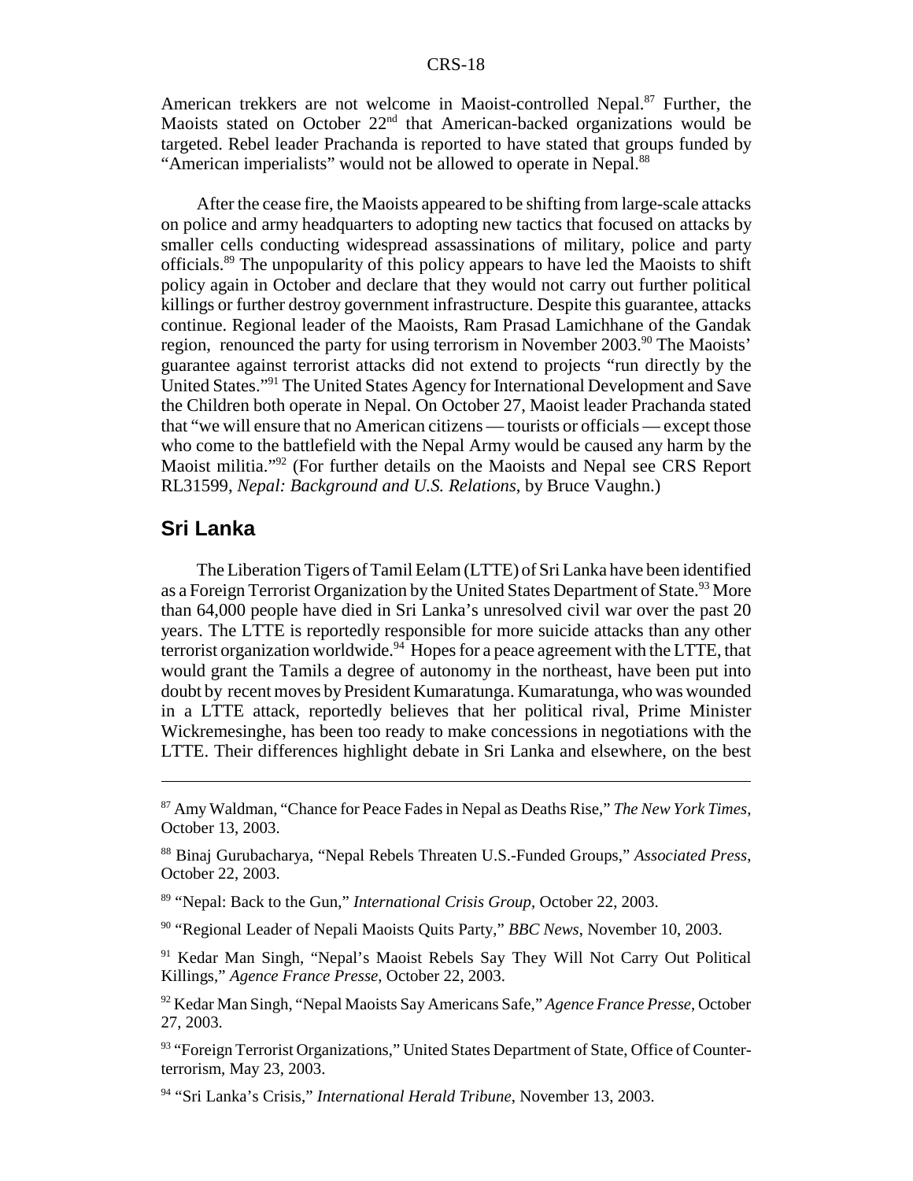American trekkers are not welcome in Maoist-controlled Nepal.[87] Further, the Maoists stated on October 22nd that American-backed organizations would be targeted. Rebel leader Prachanda is reported to have stated that groups funded by "American imperialists" would not be allowed to operate in Nepal.[88]

After the cease fire, the Maoists appeared to be shifting from large-scale attacks on police and army headquarters to adopting new tactics that focused on attacks by smaller cells conducting widespread assassinations of military, police and party officials.[89] The unpopularity of this policy appears to have led the Maoists to shift policy again in October and declare that they would not carry out further political killings or further destroy government infrastructure. Despite this guarantee, attacks continue. Regional leader of the Maoists, Ram Prasad Lamichhane of the Gandak region, renounced the party for using terrorism in November 2003.[90] The Maoists' guarantee against terrorist attacks did not extend to projects "run directly by the United States."[91] The United States Agency for International Development and Save the Children both operate in Nepal. On October 27, Maoist leader Prachanda stated that "we will ensure that no American citizens — tourists or officials — except those who come to the battlefield with the Nepal Army would be caused any harm by the Maoist militia."[92] (For further details on the Maoists and Nepal see CRS Report RL31599, *Nepal: Background and U.S. Relations*, by Bruce Vaughn.)

## Sri Lanka

The Liberation Tigers of Tamil Eelam (LTTE) of Sri Lanka have been identified as a Foreign Terrorist Organization by the United States Department of State.[93] More than 64,000 people have died in Sri Lanka's unresolved civil war over the past 20 years. The LTTE is reportedly responsible for more suicide attacks than any other terrorist organization worldwide.[94] Hopes for a peace agreement with the LTTE, that would grant the Tamils a degree of autonomy in the northeast, have been put into doubt by recent moves by President Kumaratunga. Kumaratunga, who was wounded in a LTTE attack, reportedly believes that her political rival, Prime Minister Wickremesinghe, has been too ready to make concessions in negotiations with the LTTE. Their differences highlight debate in Sri Lanka and elsewhere, on the best

---

[87] Amy Waldman, "Chance for Peace Fades in Nepal as Deaths Rise," *The New York Times*, October 13, 2003.

[88] Binaj Gurubacharya, "Nepal Rebels Threaten U.S.-Funded Groups," *Associated Press*, October 22, 2003.

[89] "Nepal: Back to the Gun," *International Crisis Group*, October 22, 2003.

[90] "Regional Leader of Nepali Maoists Quits Party," *BBC News*, November 10, 2003.

[91] Kedar Man Singh, "Nepal's Maoist Rebels Say They Will Not Carry Out Political Killings," *Agence France Presse*, October 22, 2003.

[92] Kedar Man Singh, "Nepal Maoists Say Americans Safe," *Agence France Presse*, October 27, 2003.

[93] "Foreign Terrorist Organizations," United States Department of State, Office of Counter-terrorism, May 23, 2003.

[94] "Sri Lanka's Crisis," *International Herald Tribune*, November 13, 2003.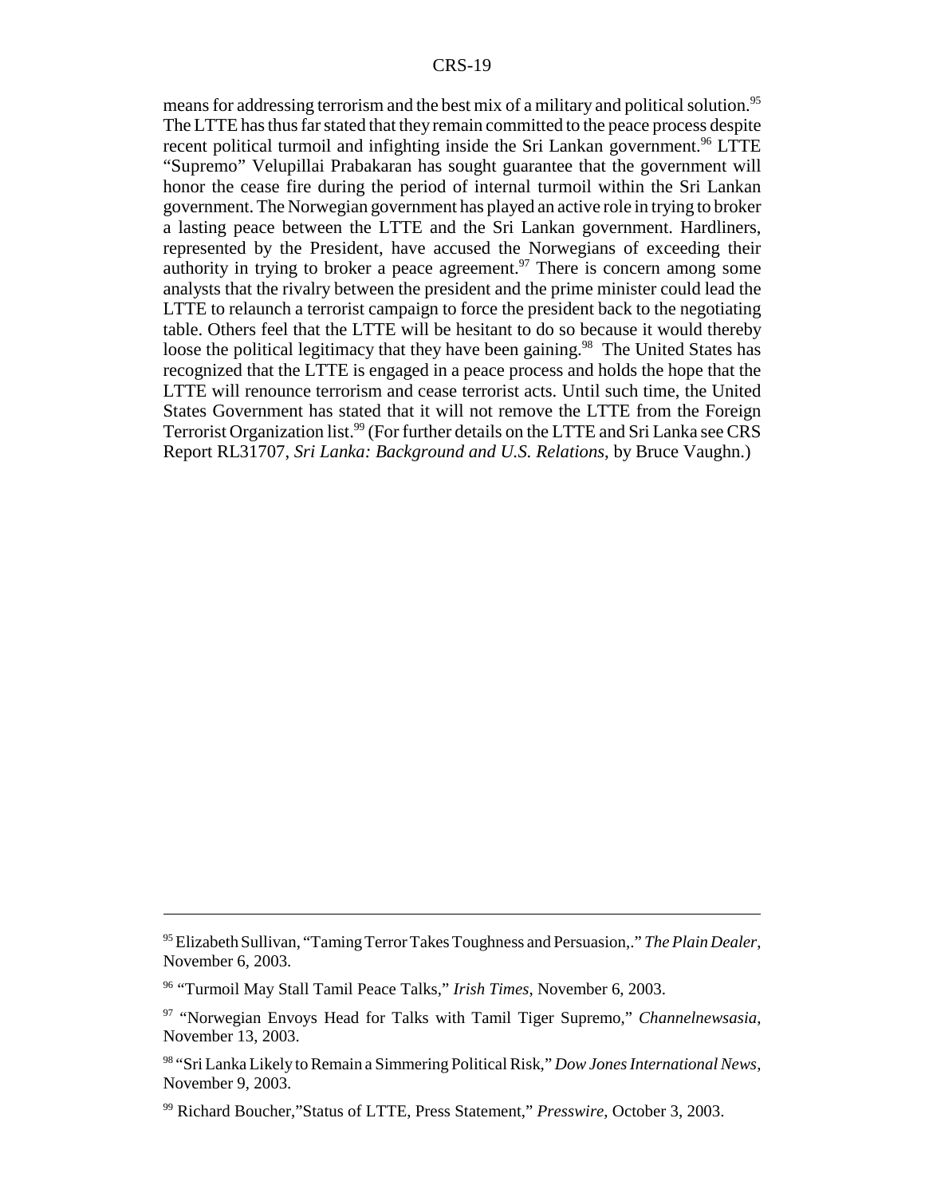means for addressing terrorism and the best mix of a military and political solution.[95] The LTTE has thus far stated that they remain committed to the peace process despite recent political turmoil and infighting inside the Sri Lankan government.[96] LTTE "Supremo" Velupillai Prabakaran has sought guarantee that the government will honor the cease fire during the period of internal turmoil within the Sri Lankan government. The Norwegian government has played an active role in trying to broker a lasting peace between the LTTE and the Sri Lankan government. Hardliners, represented by the President, have accused the Norwegians of exceeding their authority in trying to broker a peace agreement.[97] There is concern among some analysts that the rivalry between the president and the prime minister could lead the LTTE to relaunch a terrorist campaign to force the president back to the negotiating table. Others feel that the LTTE will be hesitant to do so because it would thereby loose the political legitimacy that they have been gaining.[98] The United States has recognized that the LTTE is engaged in a peace process and holds the hope that the LTTE will renounce terrorism and cease terrorist acts. Until such time, the United States Government has stated that it will not remove the LTTE from the Foreign Terrorist Organization list.[99] (For further details on the LTTE and Sri Lanka see CRS Report RL31707, *Sri Lanka: Background and U.S. Relations*, by Bruce Vaughn.)

---

[95] Elizabeth Sullivan, "Taming Terror Takes Toughness and Persuasion,." *The Plain Dealer*, November 6, 2003.

[96] "Turmoil May Stall Tamil Peace Talks," *Irish Times*, November 6, 2003.

[97] "Norwegian Envoys Head for Talks with Tamil Tiger Supremo," *Channelnewsasia*, November 13, 2003.

[98] "Sri Lanka Likely to Remain a Simmering Political Risk," *Dow Jones International News*, November 9, 2003.

[99] Richard Boucher,"Status of LTTE, Press Statement," *Presswire*, October 3, 2003.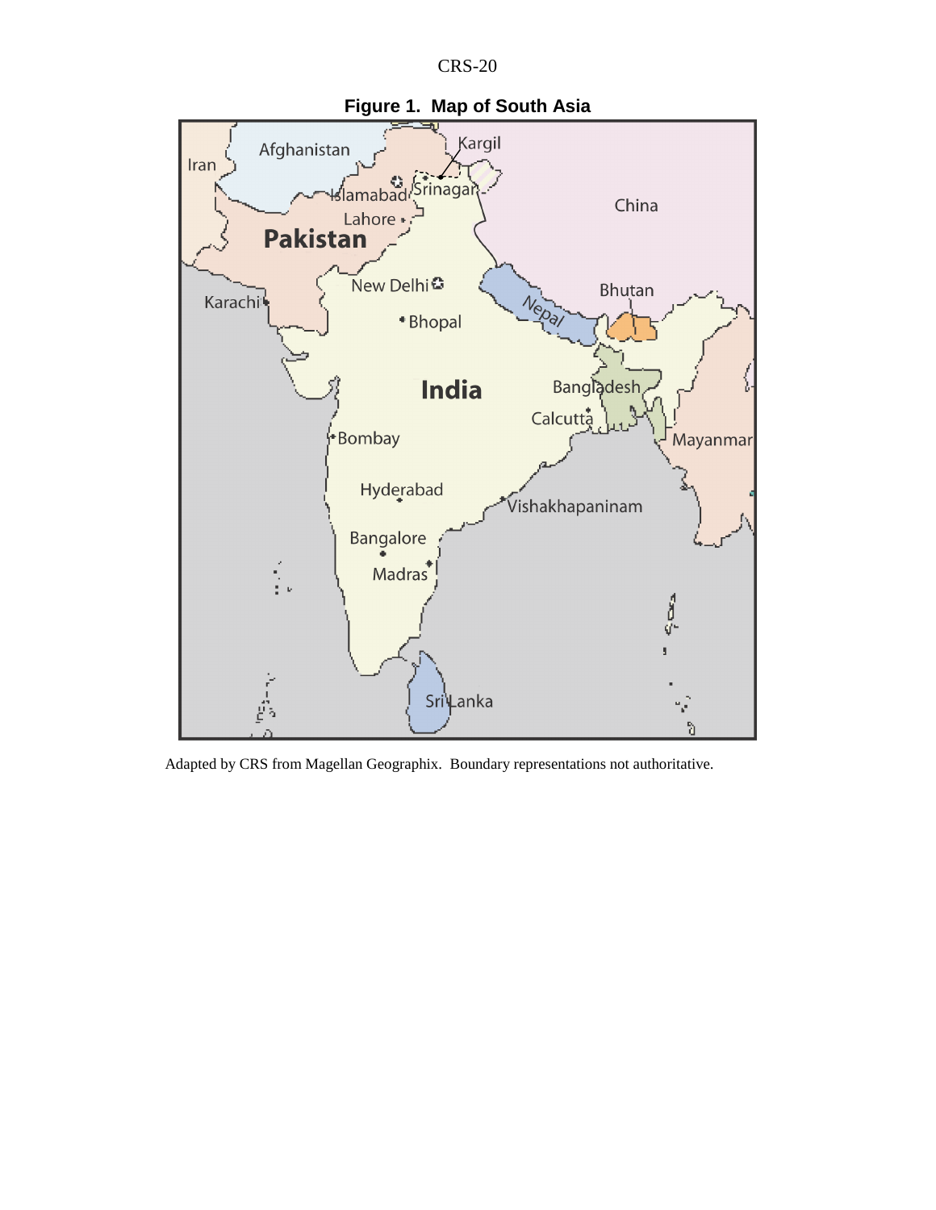**Figure 1. Map of South Asia**

Afghanistan
Iran
Kargil
Srinagar
Islamabad
Lahore
Pakistan
China
New Delhi
Karachi
Nepal
Bhutan
Bhopal
India
Bangladesh
Calcutta
Bombay
Mayanmar
Hyderabad
Vishakhapaninam
Bangalore
Madras
Sri Lanka

Adapted by CRS from Magellan Geographix. Boundary representations not authoritative.